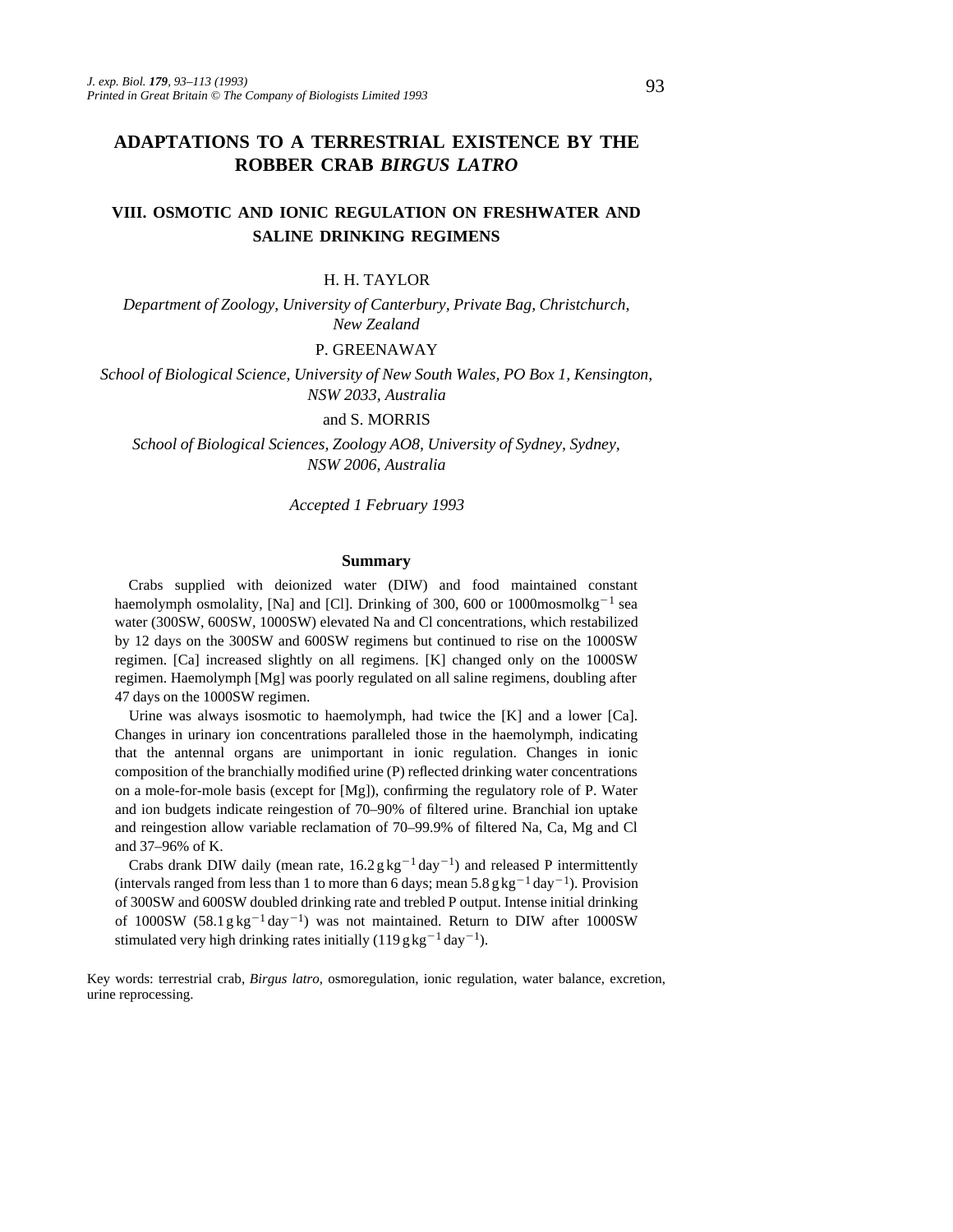# ADAPTATIONS TO A TERRESTRIAL EXISTENCE BY THE ROBBER CRAB *BIRGUS LATRO*

## VIII. OSMOTIC AND IONIC REGULATION ON FRESHWATER AND SALINE DRINKING REGIMENS

H. H. TAYLOR

*Department of Zoology, University of Canterbury, Private Bag, Christchurch, New Zealand*

P. GREENAWAY

*School of Biological Science, University of New South Wales, PO Box 1, Kensington, NSW 2033, Australia*

and S. MORRIS

*School of Biological Sciences, Zoology AO8, University of Sydney, Sydney, NSW 2006, Australia*

*Accepted 1 February 1993*

### Summary

Crabs supplied with deionized water (DIW) and food maintained constant haemolymph osmolality, [Na] and [Cl]. Drinking of 300, 600 or 1000 $mosmol\,kg^{-1}$ sea water (300SW, 600SW, 1000SW) elevated Na and Cl concentrations, which restabilized by 12 days on the 300SW and 600SW regimens but continued to rise on the 1000SW regimen. [Ca] increased slightly on all regimens. [K] changed only on the 1000SW regimen. Haemolymph [Mg] was poorly regulated on all saline regimens, doubling after 47 days on the 1000SW regimen.

Urine was always isosmotic to haemolymph, had twice the [K] and a lower [Ca]. Changes in urinary ion concentrations paralleled those in the haemolymph, indicating that the antennal organs are unimportant in ionic regulation. Changes in ionic composition of the branchially modified urine (P) reflected drinking water concentrations on a mole-for-mole basis (except for [Mg]), confirming the regulatory role of P. Water and ion budgets indicate reingestion of 70–90% of filtered urine. Branchial ion uptake and reingestion allow variable reclamation of 70–99.9% of filtered Na, Ca, Mg and Cl and 37–96% of K.

Crabs drank DIW daily (mean rate, $16.2\,g\,kg^{-1}\,day^{-1}$) and released P intermittently (intervals ranged from less than 1 to more than 6 days; mean $5.8\,g\,kg^{-1}\,day^{-1}$). Provision of 300SW and 600SW doubled drinking rate and trebled P output. Intense initial drinking of 1000SW ($58.1\,g\,kg^{-1}\,day^{-1}$) was not maintained. Return to DIW after 1000SW stimulated very high drinking rates initially ($119\,g\,kg^{-1}\,day^{-1}$).

Key words: terrestrial crab, *Birgus latro*, osmoregulation, ionic regulation, water balance, excretion, urine reprocessing.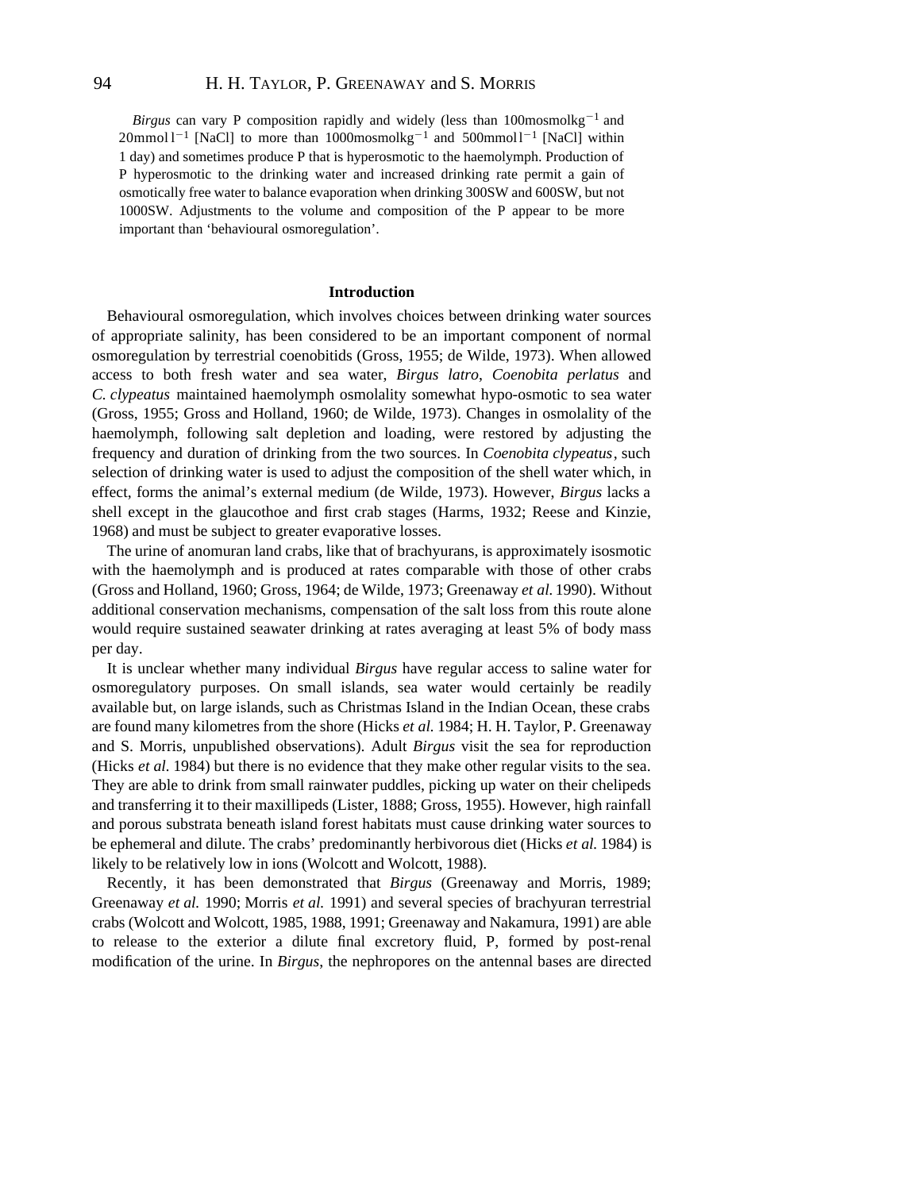*Birgus* can vary P composition rapidly and widely (less than 100mosmolkg$^{-1}$ and 20mmoll$^{-1}$ [NaCl] to more than 1000mosmolkg$^{-1}$ and 500mmoll$^{-1}$ [NaCl] within 1 day) and sometimes produce P that is hyperosmotic to the haemolymph. Production of P hyperosmotic to the drinking water and increased drinking rate permit a gain of osmotically free water to balance evaporation when drinking 300SW and 600SW, but not 1000SW. Adjustments to the volume and composition of the P appear to be more important than 'behavioural osmoregulation'.

## Introduction

Behavioural osmoregulation, which involves choices between drinking water sources of appropriate salinity, has been considered to be an important component of normal osmoregulation by terrestrial coenobitids (Gross, 1955; de Wilde, 1973). When allowed access to both fresh water and sea water, *Birgus latro*, *Coenobita perlatus* and *C. clypeatus* maintained haemolymph osmolality somewhat hypo-osmotic to sea water (Gross, 1955; Gross and Holland, 1960; de Wilde, 1973). Changes in osmolality of the haemolymph, following salt depletion and loading, were restored by adjusting the frequency and duration of drinking from the two sources. In *Coenobita clypeatus*, such selection of drinking water is used to adjust the composition of the shell water which, in effect, forms the animal's external medium (de Wilde, 1973). However, *Birgus* lacks a shell except in the glaucothoe and first crab stages (Harms, 1932; Reese and Kinzie, 1968) and must be subject to greater evaporative losses.

The urine of anomuran land crabs, like that of brachyurans, is approximately isosmotic with the haemolymph and is produced at rates comparable with those of other crabs (Gross and Holland, 1960; Gross, 1964; de Wilde, 1973; Greenaway *et al.* 1990). Without additional conservation mechanisms, compensation of the salt loss from this route alone would require sustained seawater drinking at rates averaging at least 5% of body mass per day.

It is unclear whether many individual *Birgus* have regular access to saline water for osmoregulatory purposes. On small islands, sea water would certainly be readily available but, on large islands, such as Christmas Island in the Indian Ocean, these crabs are found many kilometres from the shore (Hicks *et al.* 1984; H. H. Taylor, P. Greenaway and S. Morris, unpublished observations). Adult *Birgus* visit the sea for reproduction (Hicks *et al.* 1984) but there is no evidence that they make other regular visits to the sea. They are able to drink from small rainwater puddles, picking up water on their chelipeds and transferring it to their maxillipeds (Lister, 1888; Gross, 1955). However, high rainfall and porous substrata beneath island forest habitats must cause drinking water sources to be ephemeral and dilute. The crabs' predominantly herbivorous diet (Hicks *et al.* 1984) is likely to be relatively low in ions (Wolcott and Wolcott, 1988).

Recently, it has been demonstrated that *Birgus* (Greenaway and Morris, 1989; Greenaway *et al.* 1990; Morris *et al.* 1991) and several species of brachyuran terrestrial crabs (Wolcott and Wolcott, 1985, 1988, 1991; Greenaway and Nakamura, 1991) are able to release to the exterior a dilute final excretory fluid, P, formed by post-renal modification of the urine. In *Birgus*, the nephropores on the antennal bases are directed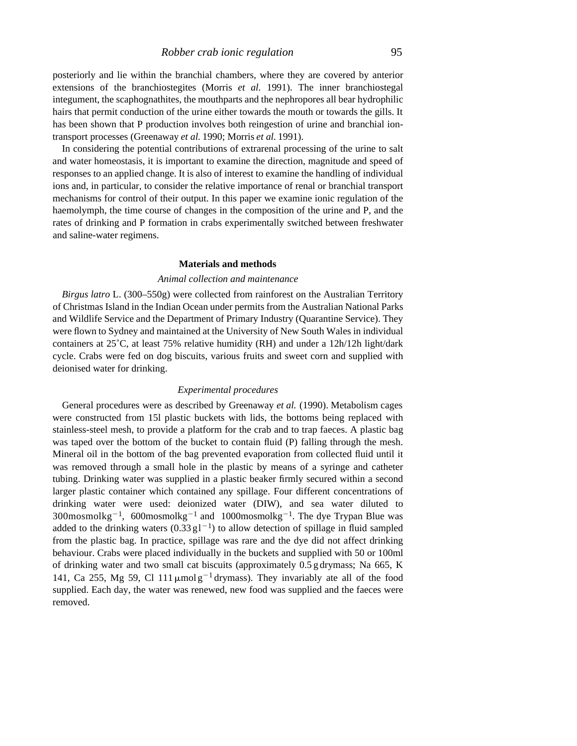posteriorly and lie within the branchial chambers, where they are covered by anterior extensions of the branchiostegites (Morris *et al.* 1991). The inner branchiostegal integument, the scaphognathites, the mouthparts and the nephropores all bear hydrophilic hairs that permit conduction of the urine either towards the mouth or towards the gills. It has been shown that P production involves both reingestion of urine and branchial ion-transport processes (Greenaway *et al.* 1990; Morris *et al.* 1991).

In considering the potential contributions of extrarenal processing of the urine to salt and water homeostasis, it is important to examine the direction, magnitude and speed of responses to an applied change. It is also of interest to examine the handling of individual ions and, in particular, to consider the relative importance of renal or branchial transport mechanisms for control of their output. In this paper we examine ionic regulation of the haemolymph, the time course of changes in the composition of the urine and P, and the rates of drinking and P formation in crabs experimentally switched between freshwater and saline-water regimens.

## Materials and methods

### *Animal collection and maintenance*

*Birgus latro* L. (300–550g) were collected from rainforest on the Australian Territory of Christmas Island in the Indian Ocean under permits from the Australian National Parks and Wildlife Service and the Department of Primary Industry (Quarantine Service). They were flown to Sydney and maintained at the University of New South Wales in individual containers at 25˚C, at least 75% relative humidity (RH) and under a 12h/12h light/dark cycle. Crabs were fed on dog biscuits, various fruits and sweet corn and supplied with deionised water for drinking.

### *Experimental procedures*

General procedures were as described by Greenaway *et al.* (1990). Metabolism cages were constructed from 15l plastic buckets with lids, the bottoms being replaced with stainless-steel mesh, to provide a platform for the crab and to trap faeces. A plastic bag was taped over the bottom of the bucket to contain fluid (P) falling through the mesh. Mineral oil in the bottom of the bag prevented evaporation from collected fluid until it was removed through a small hole in the plastic by means of a syringe and catheter tubing. Drinking water was supplied in a plastic beaker firmly secured within a second larger plastic container which contained any spillage. Four different concentrations of drinking water were used: deionized water (DIW), and sea water diluted to 300mosmolkg$^{-1}$, 600mosmolkg$^{-1}$ and 1000mosmolkg$^{-1}$. The dye Trypan Blue was added to the drinking waters (0.33 g l$^{-1}$) to allow detection of spillage in fluid sampled from the plastic bag. In practice, spillage was rare and the dye did not affect drinking behaviour. Crabs were placed individually in the buckets and supplied with 50 or 100ml of drinking water and two small cat biscuits (approximately 0.5 g drymass; Na 665, K 141, Ca 255, Mg 59, Cl 111 μmol g$^{-1}$ drymass). They invariably ate all of the food supplied. Each day, the water was renewed, new food was supplied and the faeces were removed.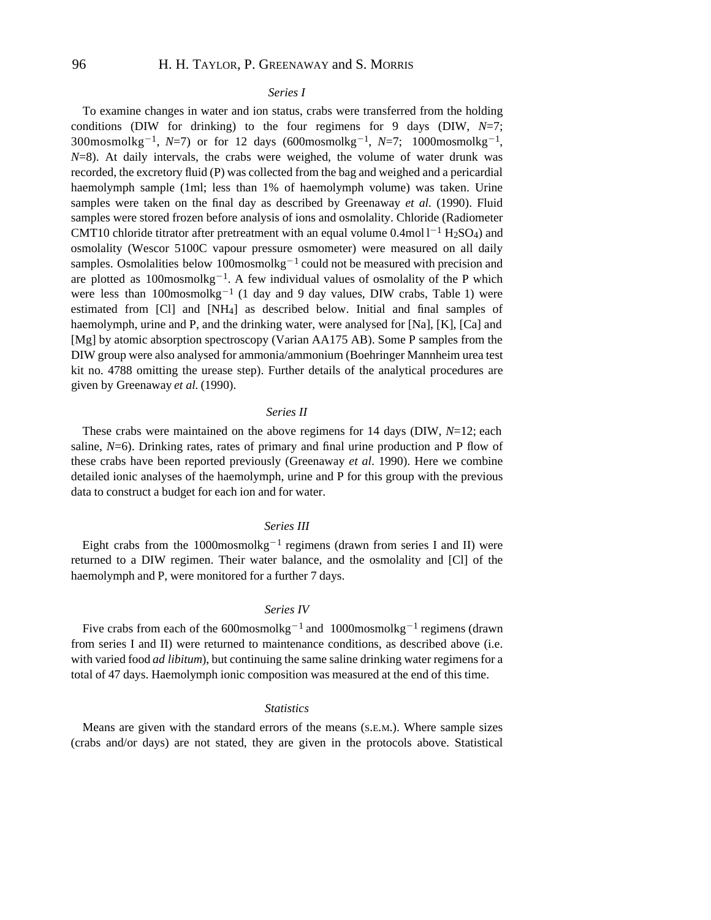### *Series I*

To examine changes in water and ion status, crabs were transferred from the holding conditions (DIW for drinking) to the four regimens for 9 days (DIW, *N*=7; 300mosmolkg$^{-1}$, *N*=7) or for 12 days (600mosmolkg$^{-1}$, *N*=7; 1000mosmolkg$^{-1}$, *N*=8). At daily intervals, the crabs were weighed, the volume of water drunk was recorded, the excretory fluid (P) was collected from the bag and weighed and a pericardial haemolymph sample (1ml; less than 1% of haemolymph volume) was taken. Urine samples were taken on the final day as described by Greenaway *et al.* (1990). Fluid samples were stored frozen before analysis of ions and osmolality. Chloride (Radiometer CMT10 chloride titrator after pretreatment with an equal volume 0.4mol l$^{-1}$ $H_2SO_4$) and osmolality (Wescor 5100C vapour pressure osmometer) were measured on all daily samples. Osmolalities below 100mosmolkg$^{-1}$ could not be measured with precision and are plotted as 100mosmolkg$^{-1}$. A few individual values of osmolality of the P which were less than 100mosmolkg$^{-1}$ (1 day and 9 day values, DIW crabs, Table 1) were estimated from [Cl] and [$NH_4$] as described below. Initial and final samples of haemolymph, urine and P, and the drinking water, were analysed for [Na], [K], [Ca] and [Mg] by atomic absorption spectroscopy (Varian AA175 AB). Some P samples from the DIW group were also analysed for ammonia/ammonium (Boehringer Mannheim urea test kit no. 4788 omitting the urease step). Further details of the analytical procedures are given by Greenaway *et al.* (1990).

### *Series II*

These crabs were maintained on the above regimens for 14 days (DIW, *N*=12; each saline, *N*=6). Drinking rates, rates of primary and final urine production and P flow of these crabs have been reported previously (Greenaway *et al.* 1990). Here we combine detailed ionic analyses of the haemolymph, urine and P for this group with the previous data to construct a budget for each ion and for water.

### *Series III*

Eight crabs from the 1000mosmolkg$^{-1}$ regimens (drawn from series I and II) were returned to a DIW regimen. Their water balance, and the osmolality and [Cl] of the haemolymph and P, were monitored for a further 7 days.

### *Series IV*

Five crabs from each of the 600mosmolkg$^{-1}$ and 1000mosmolkg$^{-1}$ regimens (drawn from series I and II) were returned to maintenance conditions, as described above (i.e. with varied food *ad libitum*), but continuing the same saline drinking water regimens for a total of 47 days. Haemolymph ionic composition was measured at the end of this time.

### *Statistics*

Means are given with the standard errors of the means (S.E.M.). Where sample sizes (crabs and/or days) are not stated, they are given in the protocols above. Statistical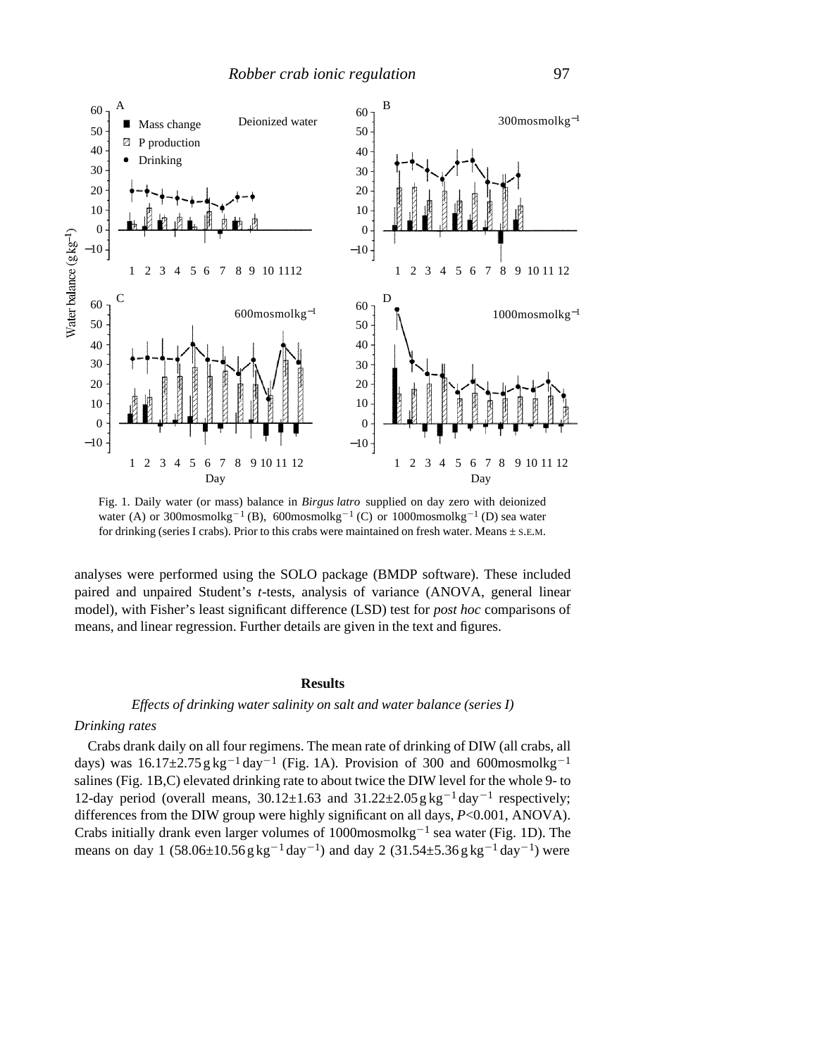Fig. 1. Daily water (or mass) balance in *Birgus latro* supplied on day zero with deionized water (A) or 300 mosmol kg$^{-1}$ (B), 600 mosmol kg$^{-1}$ (C) or 1000 mosmol kg$^{-1}$ (D) sea water for drinking (series I crabs). Prior to this crabs were maintained on fresh water. Means ± S.E.M.

analyses were performed using the SOLO package (BMDP software). These included paired and unpaired Student's *t*-tests, analysis of variance (ANOVA, general linear model), with Fisher's least significant difference (LSD) test for *post hoc* comparisons of means, and linear regression. Further details are given in the text and figures.

## Results

### *Effects of drinking water salinity on salt and water balance (series I)*

#### *Drinking rates*

Crabs drank daily on all four regimens. The mean rate of drinking of DIW (all crabs, all days) was 16.17±2.75 g kg$^{-1}$ day$^{-1}$ (Fig. 1A). Provision of 300 and 600 mosmol kg$^{-1}$ salines (Fig. 1B,C) elevated drinking rate to about twice the DIW level for the whole 9- to 12-day period (overall means, 30.12±1.63 and 31.22±2.05 g kg$^{-1}$ day$^{-1}$ respectively; differences from the DIW group were highly significant on all days, $P<0.001$, ANOVA). Crabs initially drank even larger volumes of 1000 mosmol kg$^{-1}$ sea water (Fig. 1D). The means on day 1 (58.06±10.56 g kg$^{-1}$ day$^{-1}$) and day 2 (31.54±5.36 g kg$^{-1}$ day$^{-1}$) were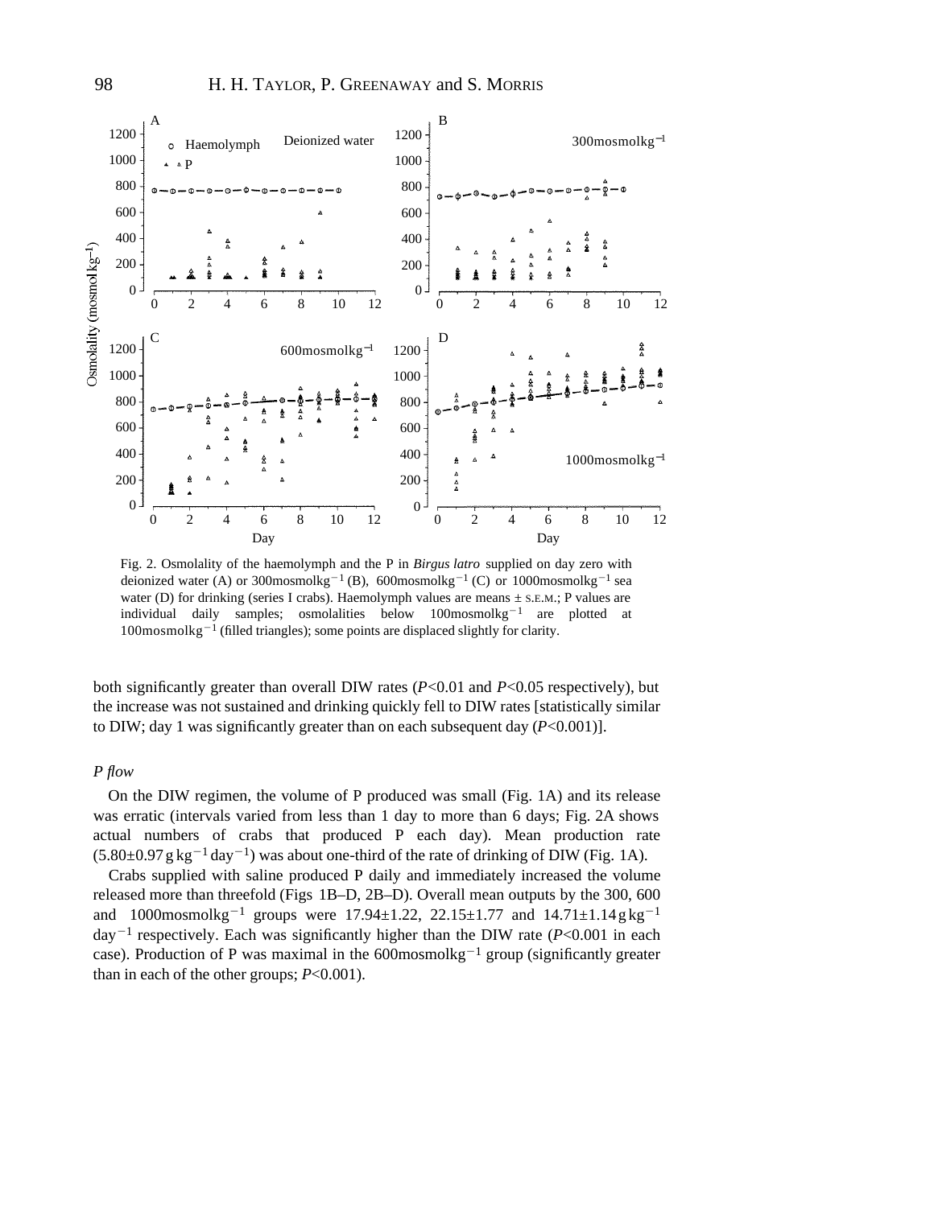Fig. 2. Osmolality of the haemolymph and the P in *Birgus latro* supplied on day zero with deionized water (A) or 300 mosmol kg$^{-1}$ (B), 600 mosmol kg$^{-1}$ (C) or 1000 mosmol kg$^{-1}$ sea water (D) for drinking (series I crabs). Haemolymph values are means ± S.E.M.; P values are individual daily samples; osmolalities below 100 mosmol kg$^{-1}$ are plotted at 100 mosmol kg$^{-1}$ (filled triangles); some points are displaced slightly for clarity.

both significantly greater than overall DIW rates (*P*<0.01 and *P*<0.05 respectively), but the increase was not sustained and drinking quickly fell to DIW rates [statistically similar to DIW; day 1 was significantly greater than on each subsequent day (*P*<0.001)].

### *P flow*

On the DIW regimen, the volume of P produced was small (Fig. 1A) and its release was erratic (intervals varied from less than 1 day to more than 6 days; Fig. 2A shows actual numbers of crabs that produced P each day). Mean production rate (5.80±0.97 g kg$^{-1}$ day$^{-1}$) was about one-third of the rate of drinking of DIW (Fig. 1A).

Crabs supplied with saline produced P daily and immediately increased the volume released more than threefold (Figs 1B–D, 2B–D). Overall mean outputs by the 300, 600 and 1000 mosmol kg$^{-1}$ groups were 17.94±1.22, 22.15±1.77 and 14.71±1.14 g kg$^{-1}$ day$^{-1}$ respectively. Each was significantly higher than the DIW rate (*P*<0.001 in each case). Production of P was maximal in the 600 mosmol kg$^{-1}$ group (significantly greater than in each of the other groups; *P*<0.001).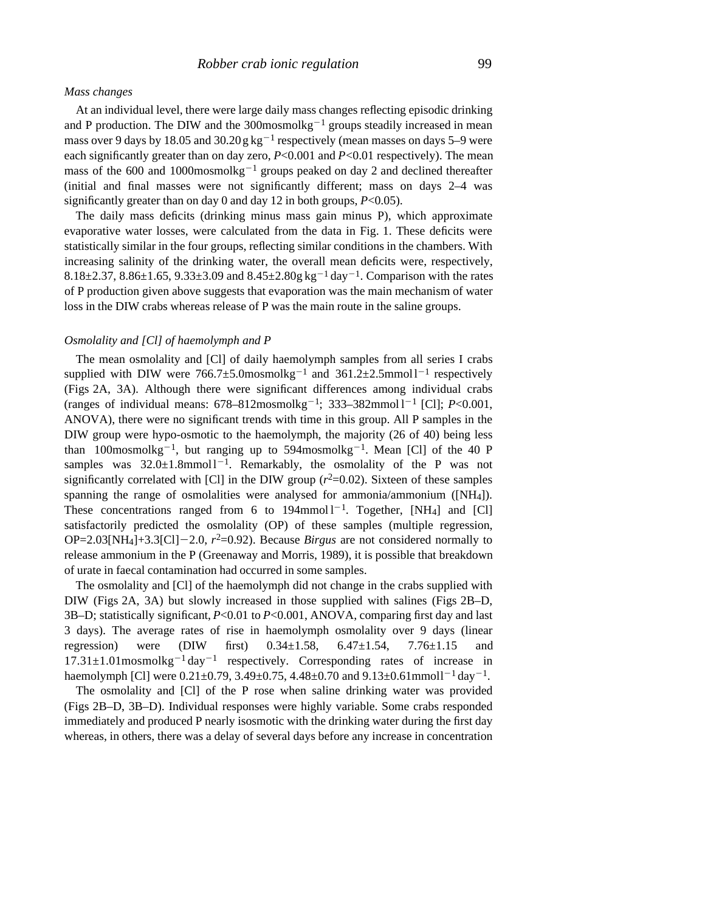*Mass changes*

At an individual level, there were large daily mass changes reflecting episodic drinking and P production. The DIW and the 300mosmolkg$^{-1}$ groups steadily increased in mean mass over 9 days by 18.05 and 30.20 g kg$^{-1}$ respectively (mean masses on days 5–9 were each significantly greater than on day zero, $P<0.001$ and $P<0.01$ respectively). The mean mass of the 600 and 1000mosmolkg$^{-1}$ groups peaked on day 2 and declined thereafter (initial and final masses were not significantly different; mass on days 2–4 was significantly greater than on day 0 and day 12 in both groups, $P<0.05$).

The daily mass deficits (drinking minus mass gain minus P), which approximate evaporative water losses, were calculated from the data in Fig. 1. These deficits were statistically similar in the four groups, reflecting similar conditions in the chambers. With increasing salinity of the drinking water, the overall mean deficits were, respectively, 8.18±2.37, 8.86±1.65, 9.33±3.09 and 8.45±2.80 g kg$^{-1}$ day$^{-1}$. Comparison with the rates of P production given above suggests that evaporation was the main mechanism of water loss in the DIW crabs whereas release of P was the main route in the saline groups.

*Osmolality and [Cl] of haemolymph and P*

The mean osmolality and [Cl] of daily haemolymph samples from all series I crabs supplied with DIW were 766.7±5.0mosmolkg$^{-1}$ and 361.2±2.5mmol l$^{-1}$ respectively (Figs 2A, 3A). Although there were significant differences among individual crabs (ranges of individual means: 678–812mosmolkg$^{-1}$; 333–382mmol l$^{-1}$ [Cl]; $P<0.001$, ANOVA), there were no significant trends with time in this group. All P samples in the DIW group were hypo-osmotic to the haemolymph, the majority (26 of 40) being less than 100mosmolkg$^{-1}$, but ranging up to 594mosmolkg$^{-1}$. Mean [Cl] of the 40 P samples was 32.0±1.8mmol l$^{-1}$. Remarkably, the osmolality of the P was not significantly correlated with [Cl] in the DIW group ($r^2$=0.02). Sixteen of these samples spanning the range of osmolalities were analysed for ammonia/ammonium ([$NH_4$]). These concentrations ranged from 6 to 194mmol l$^{-1}$. Together, [$NH_4$] and [Cl] satisfactorily predicted the osmolality (OP) of these samples (multiple regression, OP=2.03[$NH_4$]+3.3[Cl]−2.0, $r^2$=0.92). Because *Birgus* are not considered normally to release ammonium in the P (Greenaway and Morris, 1989), it is possible that breakdown of urate in faecal contamination had occurred in some samples.

The osmolality and [Cl] of the haemolymph did not change in the crabs supplied with DIW (Figs 2A, 3A) but slowly increased in those supplied with salines (Figs 2B–D, 3B–D; statistically significant, $P<0.01$ to $P<0.001$, ANOVA, comparing first day and last 3 days). The average rates of rise in haemolymph osmolality over 9 days (linear regression) were (DIW first) 0.34±1.58, 6.47±1.54, 7.76±1.15 and 17.31±1.01mosmolkg$^{-1}$ day$^{-1}$ respectively. Corresponding rates of increase in haemolymph [Cl] were 0.21±0.79, 3.49±0.75, 4.48±0.70 and 9.13±0.61mmoll$^{-1}$ day$^{-1}$.

The osmolality and [Cl] of the P rose when saline drinking water was provided (Figs 2B–D, 3B–D). Individual responses were highly variable. Some crabs responded immediately and produced P nearly isosmotic with the drinking water during the first day whereas, in others, there was a delay of several days before any increase in concentration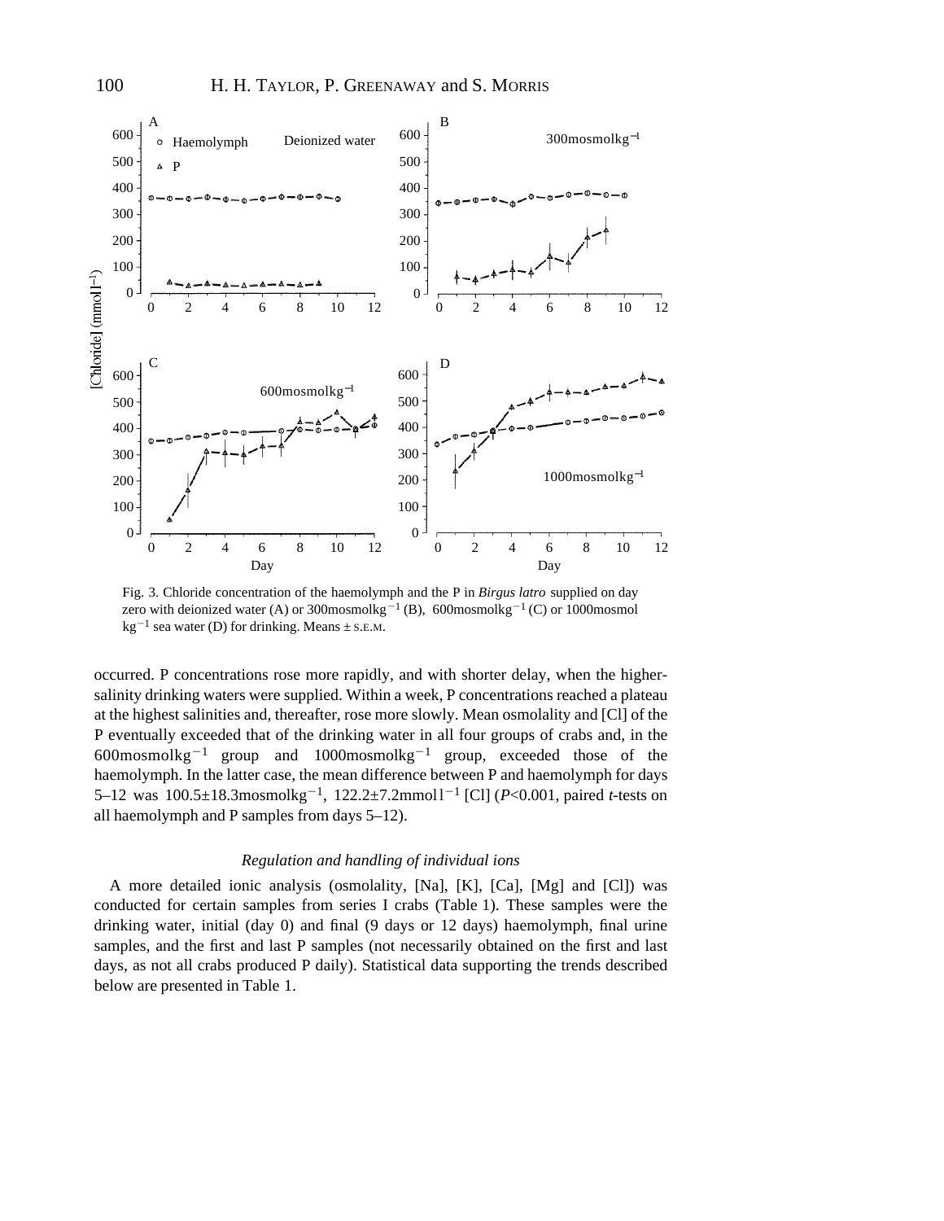Fig. 3. Chloride concentration of the haemolymph and the P in *Birgus latro* supplied on day zero with deionized water (A) or 300 mosmol kg$^{-1}$ (B), 600 mosmol kg$^{-1}$ (C) or 1000 mosmol kg$^{-1}$ sea water (D) for drinking. Means ± S.E.M.

occurred. P concentrations rose more rapidly, and with shorter delay, when the higher-salinity drinking waters were supplied. Within a week, P concentrations reached a plateau at the highest salinities and, thereafter, rose more slowly. Mean osmolality and [Cl] of the P eventually exceeded that of the drinking water in all four groups of crabs and, in the 600 mosmol kg$^{-1}$ group and 1000 mosmol kg$^{-1}$ group, exceeded those of the haemolymph. In the latter case, the mean difference between P and haemolymph for days 5–12 was 100.5±18.3 mosmol kg$^{-1}$, 122.2±7.2 mmol l$^{-1}$ [Cl] ($P$<0.001, paired $t$-tests on all haemolymph and P samples from days 5–12).

### *Regulation and handling of individual ions*

A more detailed ionic analysis (osmolality, [Na], [K], [Ca], [Mg] and [Cl]) was conducted for certain samples from series I crabs (Table 1). These samples were the drinking water, initial (day 0) and final (9 days or 12 days) haemolymph, final urine samples, and the first and last P samples (not necessarily obtained on the first and last days, as not all crabs produced P daily). Statistical data supporting the trends described below are presented in Table 1.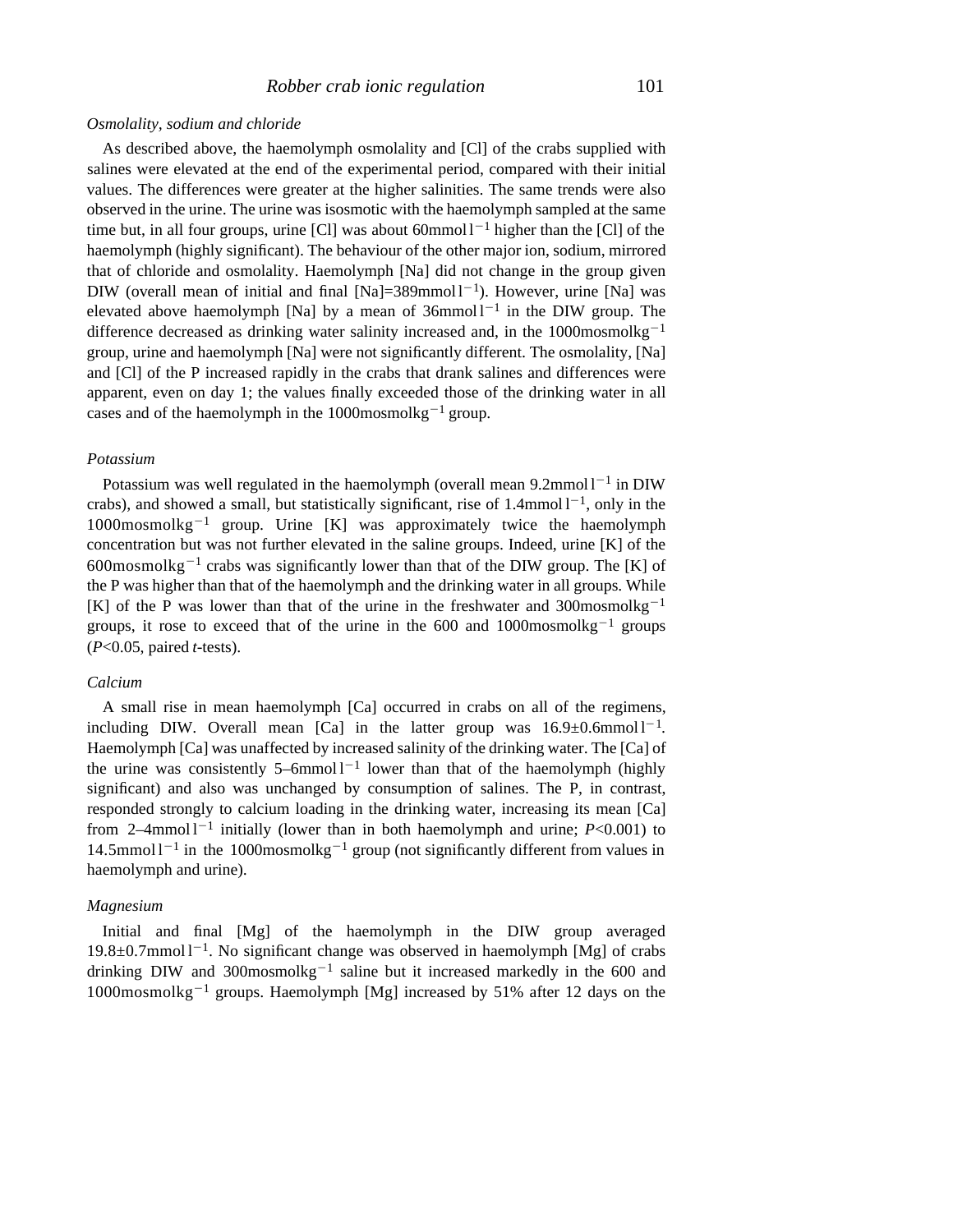*Osmolality, sodium and chloride*

As described above, the haemolymph osmolality and [Cl] of the crabs supplied with salines were elevated at the end of the experimental period, compared with their initial values. The differences were greater at the higher salinities. The same trends were also observed in the urine. The urine was isosmotic with the haemolymph sampled at the same time but, in all four groups, urine [Cl] was about 60 mmol $l^{-1}$ higher than the [Cl] of the haemolymph (highly significant). The behaviour of the other major ion, sodium, mirrored that of chloride and osmolality. Haemolymph [Na] did not change in the group given DIW (overall mean of initial and final [Na]=389 mmol $l^{-1}$). However, urine [Na] was elevated above haemolymph [Na] by a mean of 36 mmol $l^{-1}$ in the DIW group. The difference decreased as drinking water salinity increased and, in the 1000 mosmol $kg^{-1}$ group, urine and haemolymph [Na] were not significantly different. The osmolality, [Na] and [Cl] of the P increased rapidly in the crabs that drank salines and differences were apparent, even on day 1; the values finally exceeded those of the drinking water in all cases and of the haemolymph in the 1000 mosmol $kg^{-1}$ group.

*Potassium*

Potassium was well regulated in the haemolymph (overall mean 9.2 mmol $l^{-1}$ in DIW crabs), and showed a small, but statistically significant, rise of 1.4 mmol $l^{-1}$, only in the 1000 mosmol $kg^{-1}$ group. Urine [K] was approximately twice the haemolymph concentration but was not further elevated in the saline groups. Indeed, urine [K] of the 600 mosmol $kg^{-1}$ crabs was significantly lower than that of the DIW group. The [K] of the P was higher than that of the haemolymph and the drinking water in all groups. While [K] of the P was lower than that of the urine in the freshwater and 300 mosmol $kg^{-1}$ groups, it rose to exceed that of the urine in the 600 and 1000 mosmol $kg^{-1}$ groups ($P<0.05$, paired *t*-tests).

*Calcium*

A small rise in mean haemolymph [Ca] occurred in crabs on all of the regimens, including DIW. Overall mean [Ca] in the latter group was 16.9±0.6 mmol $l^{-1}$. Haemolymph [Ca] was unaffected by increased salinity of the drinking water. The [Ca] of the urine was consistently 5–6 mmol $l^{-1}$ lower than that of the haemolymph (highly significant) and also was unchanged by consumption of salines. The P, in contrast, responded strongly to calcium loading in the drinking water, increasing its mean [Ca] from 2–4 mmol $l^{-1}$ initially (lower than in both haemolymph and urine; $P<0.001$) to 14.5 mmol $l^{-1}$ in the 1000 mosmol $kg^{-1}$ group (not significantly different from values in haemolymph and urine).

*Magnesium*

Initial and final [Mg] of the haemolymph in the DIW group averaged 19.8±0.7 mmol $l^{-1}$. No significant change was observed in haemolymph [Mg] of crabs drinking DIW and 300 mosmol $kg^{-1}$ saline but it increased markedly in the 600 and 1000 mosmol $kg^{-1}$ groups. Haemolymph [Mg] increased by 51% after 12 days on the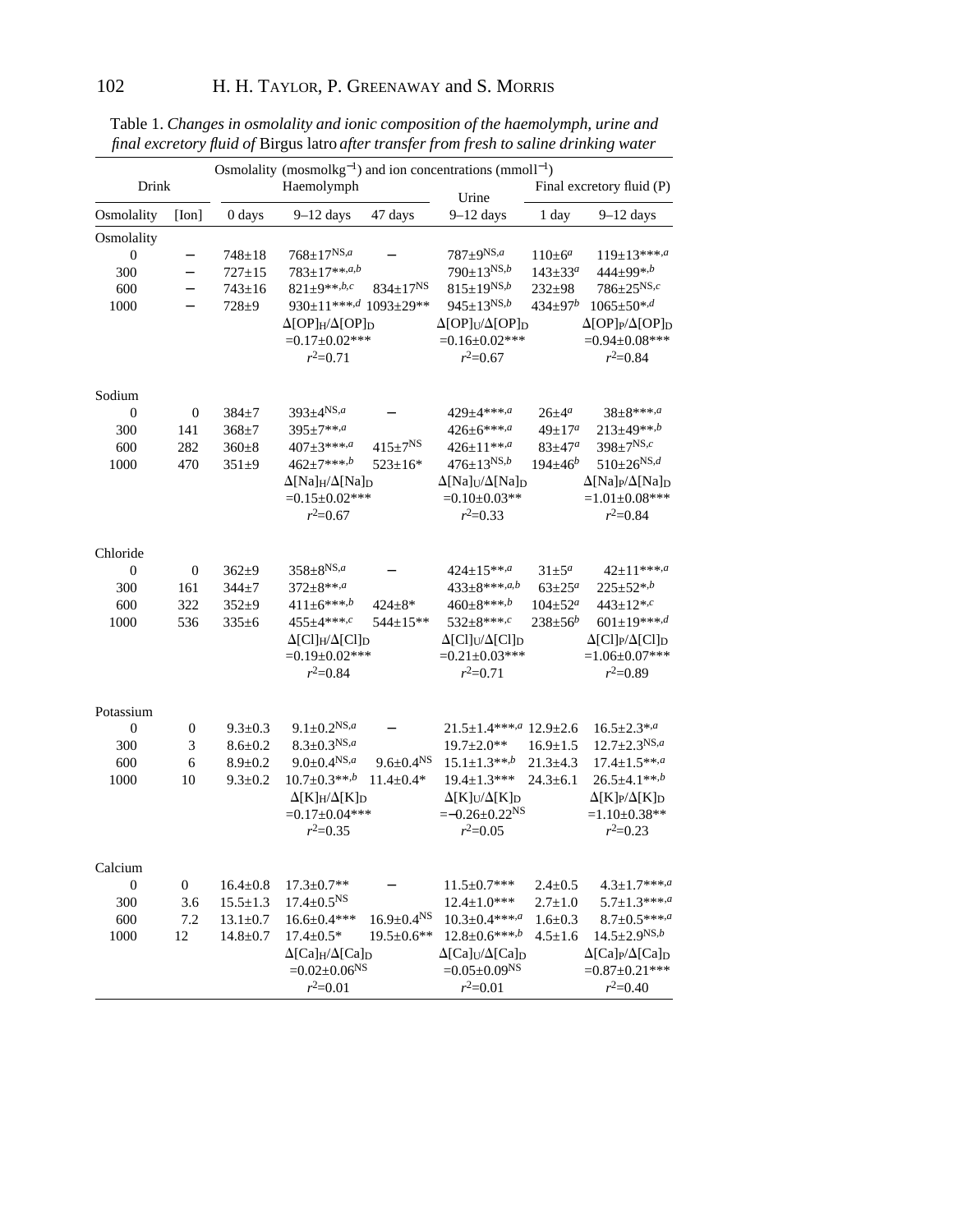Table 1. *Changes in osmolality and ionic composition of the haemolymph, urine and final excretory fluid of* Birgus latro *after transfer from fresh to saline drinking water*

| Drink | | Osmolality ($mosmol\,kg^{-1}$) and ion concentrations ($mmol\,l^{-1}$) | | | | | |
|---|---|---|---|---|---|---|---|
| | | Haemolymph | | | Urine | Final excretory fluid (P) | |
| Osmolality | [Ion] | 0 days | 9–12 days | 47 days | 9–12 days | 1 day | 9–12 days |
| **Osmolality** | | | | | | | |
| 0 | – | 748±18 | 768±17$^{NS,a}$ | – | 787±9$^{NS,a}$ | 110±6$^{a}$ | 119±13***$^{,a}$ |
| 300 | – | 727±15 | 783±17**$^{,a,b}$ | | 790±13$^{NS,b}$ | 143±33$^{a}$ | 444±99*$^{,b}$ |
| 600 | – | 743±16 | 821±9**$^{,b,c}$ | 834±17$^{NS}$ | 815±19$^{NS,b}$ | 232±98 | 786±25$^{NS,c}$ |
| 1000 | – | 728±9 | 930±11***$^{,d}$ | 1093±29** | 945±13$^{NS,b}$ | 434±97$^{b}$ | 1065±50*$^{,d}$ |
| | | | $\Delta[OP]_H/\Delta[OP]_D$ =0.17±0.02*** $r^2$=0.71 | | $\Delta[OP]_U/\Delta[OP]_D$ =0.16±0.02*** $r^2$=0.67 | | $\Delta[OP]_P/\Delta[OP]_D$ =0.94±0.08*** $r^2$=0.84 |
| **Sodium** | | | | | | | |
| 0 | 0 | 384±7 | 393±4$^{NS,a}$ | – | 429±4***$^{,a}$ | 26±4$^{a}$ | 38±8***$^{,a}$ |
| 300 | 141 | 368±7 | 395±7**$^{,a}$ | | 426±6***$^{,a}$ | 49±17$^{a}$ | 213±49**$^{,b}$ |
| 600 | 282 | 360±8 | 407±3***$^{,a}$ | 415±7$^{NS}$ | 426±11**$^{,a}$ | 83±47$^{a}$ | 398±7$^{NS,c}$ |
| 1000 | 470 | 351±9 | 462±7***$^{,b}$ | 523±16* | 476±13$^{NS,b}$ | 194±46$^{b}$ | 510±26$^{NS,d}$ |
| | | | $\Delta[Na]_H/\Delta[Na]_D$ =0.15±0.02*** $r^2$=0.67 | | $\Delta[Na]_U/\Delta[Na]_D$ =0.10±0.03** $r^2$=0.33 | | $\Delta[Na]_P/\Delta[Na]_D$ =1.01±0.08*** $r^2$=0.84 |
| **Chloride** | | | | | | | |
| 0 | 0 | 362±9 | 358±8$^{NS,a}$ | – | 424±15**$^{,a}$ | 31±5$^{a}$ | 42±11***$^{,a}$ |
| 300 | 161 | 344±7 | 372±8**$^{,a}$ | | 433±8***$^{,a,b}$ | 63±25$^{a}$ | 225±52*$^{,b}$ |
| 600 | 322 | 352±9 | 411±6***$^{,b}$ | 424±8* | 460±8***$^{,b}$ | 104±52$^{a}$ | 443±12*$^{,c}$ |
| 1000 | 536 | 335±6 | 455±4***$^{,c}$ | 544±15** | 532±8***$^{,c}$ | 238±56$^{b}$ | 601±19***$^{,d}$ |
| | | | $\Delta[Cl]_H/\Delta[Cl]_D$ =0.19±0.02*** $r^2$=0.84 | | $\Delta[Cl]_U/\Delta[Cl]_D$ =0.21±0.03*** $r^2$=0.71 | | $\Delta[Cl]_P/\Delta[Cl]_D$ =1.06±0.07*** $r^2$=0.89 |
| **Potassium** | | | | | | | |
| 0 | 0 | 9.3±0.3 | 9.1±0.2$^{NS,a}$ | – | 21.5±1.4***$^{,a}$ | 12.9±2.6 | 16.5±2.3*$^{,a}$ |
| 300 | 3 | 8.6±0.2 | 8.3±0.3$^{NS,a}$ | | 19.7±2.0** | 16.9±1.5 | 12.7±2.3$^{NS,a}$ |
| 600 | 6 | 8.9±0.2 | 9.0±0.4$^{NS,a}$ | 9.6±0.4$^{NS}$ | 15.1±1.3**$^{,b}$ | 21.3±4.3 | 17.4±1.5**$^{,a}$ |
| 1000 | 10 | 9.3±0.2 | 10.7±0.3**$^{,b}$ | 11.4±0.4* | 19.4±1.3*** | 24.3±6.1 | 26.5±4.1**$^{,b}$ |
| | | | $\Delta[K]_H/\Delta[K]_D$ =0.17±0.04*** $r^2$=0.35 | | $\Delta[K]_U/\Delta[K]_D$ =−0.26±0.22$^{NS}$ $r^2$=0.05 | | $\Delta[K]_P/\Delta[K]_D$ =1.10±0.38** $r^2$=0.23 |
| **Calcium** | | | | | | | |
| 0 | 0 | 16.4±0.8 | 17.3±0.7** | – | 11.5±0.7*** | 2.4±0.5 | 4.3±1.7***$^{,a}$ |
| 300 | 3.6 | 15.5±1.3 | 17.4±0.5$^{NS}$ | | 12.4±1.0*** | 2.7±1.0 | 5.7±1.3***$^{,a}$ |
| 600 | 7.2 | 13.1±0.7 | 16.6±0.4*** | 16.9±0.4$^{NS}$ | 10.3±0.4***$^{,a}$ | 1.6±0.3 | 8.7±0.5***$^{,a}$ |
| 1000 | 12 | 14.8±0.7 | 17.4±0.5* | 19.5±0.6** | 12.8±0.6***$^{,b}$ | 4.5±1.6 | 14.5±2.9$^{NS,b}$ |
| | | | $\Delta[Ca]_H/\Delta[Ca]_D$ =0.02±0.06$^{NS}$ $r^2$=0.01 | | $\Delta[Ca]_U/\Delta[Ca]_D$ =0.05±0.09$^{NS}$ $r^2$=0.01 | | $\Delta[Ca]_P/\Delta[Ca]_D$ =0.87±0.21*** $r^2$=0.40 |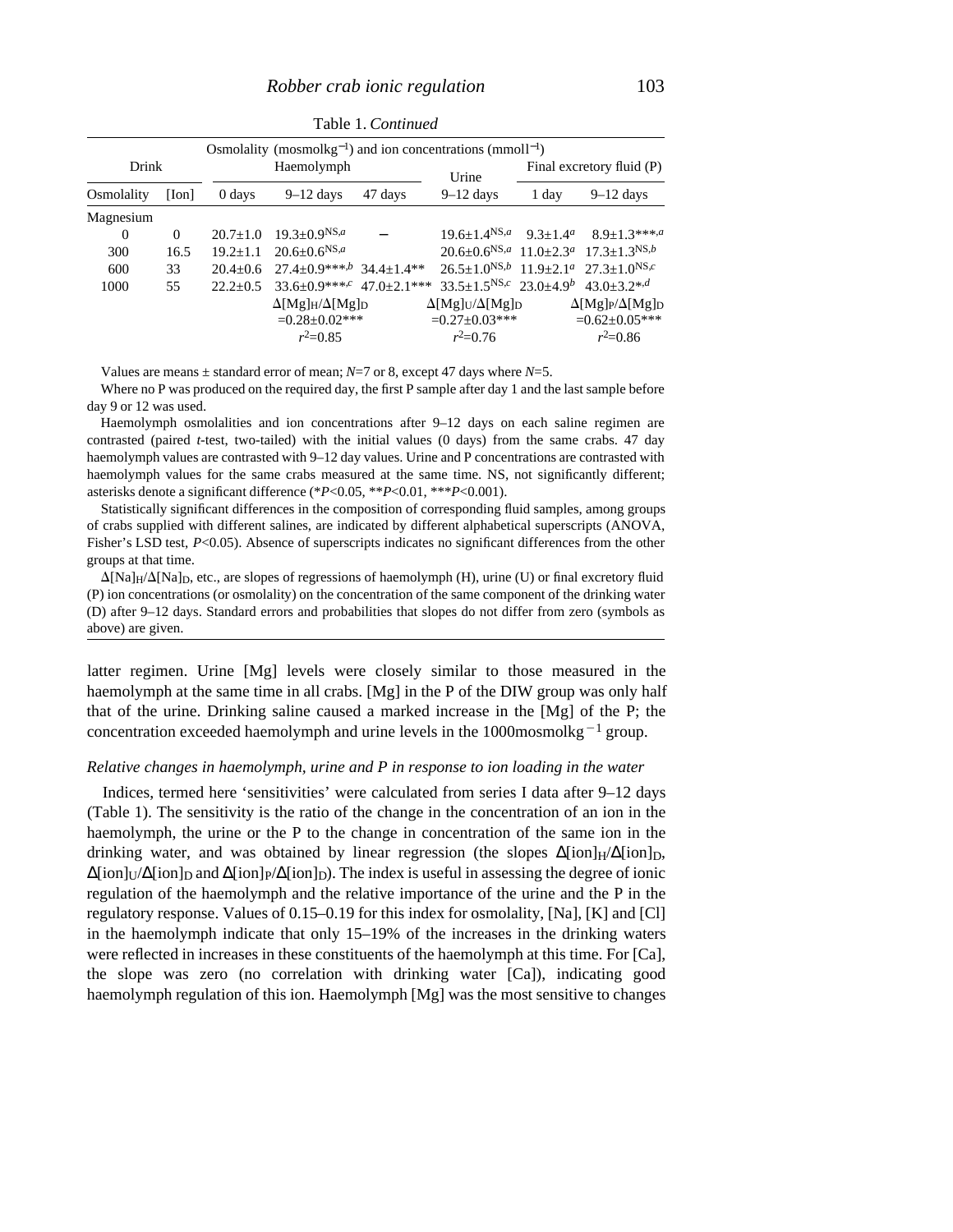Table 1. *Continued*

| Drink | | Osmolality (mosmol $kg^{-1}$) and ion concentrations (mmol $l^{-1}$) | | | | | |
|---|---|---|---|---|---|---|---|
| | | Haemolymph | | | Urine | Final excretory fluid (P) | |
| Osmolality | [Ion] | 0 days | 9–12 days | 47 days | 9–12 days | 1 day | 9–12 days |
| Magnesium | | | | | | | |
| 0 | 0 | 20.7±1.0 | 19.3±0.9$^{NS,a}$ | – | 19.6±1.4$^{NS,a}$ | 9.3±1.4$^{a}$ | 8.9±1.3$^{***,a}$ |
| 300 | 16.5 | 19.2±1.1 | 20.6±0.6$^{NS,a}$ | | 20.6±0.6$^{NS,a}$ | 11.0±2.3$^{a}$ | 17.3±1.3$^{NS,b}$ |
| 600 | 33 | 20.4±0.6 | 27.4±0.9$^{***,b}$ | 34.4±1.4** | 26.5±1.0$^{NS,b}$ | 11.9±2.1$^{a}$ | 27.3±1.0$^{NS,c}$ |
| 1000 | 55 | 22.2±0.5 | 33.6±0.9$^{***,c}$ | 47.0±2.1*** | 33.5±1.5$^{NS,c}$ | 23.0±4.9$^{b}$ | 43.0±3.2$^{*,d}$ |
| | | | $\Delta[Mg]_H/\Delta[Mg]_D$ =0.28±0.02*** $r^2$=0.85 | | $\Delta[Mg]_U/\Delta[Mg]_D$ =0.27±0.03*** $r^2$=0.76 | | $\Delta[Mg]_P/\Delta[Mg]_D$ =0.62±0.05*** $r^2$=0.86 |

Values are means ± standard error of mean; $N$=7 or 8, except 47 days where $N$=5.

Where no P was produced on the required day, the first P sample after day 1 and the last sample before day 9 or 12 was used.

Haemolymph osmolalities and ion concentrations after 9–12 days on each saline regimen are contrasted (paired *t*-test, two-tailed) with the initial values (0 days) from the same crabs. 47 day haemolymph values are contrasted with 9–12 day values. Urine and P concentrations are contrasted with haemolymph values for the same crabs measured at the same time. NS, not significantly different; asterisks denote a significant difference (\**P*<0.05, \*\**P*<0.01, \*\*\**P*<0.001).

Statistically significant differences in the composition of corresponding fluid samples, among groups of crabs supplied with different salines, are indicated by different alphabetical superscripts (ANOVA, Fisher's LSD test, *P*<0.05). Absence of superscripts indicates no significant differences from the other groups at that time.

$\Delta[Na]_H/\Delta[Na]_D$, etc., are slopes of regressions of haemolymph (H), urine (U) or final excretory fluid (P) ion concentrations (or osmolality) on the concentration of the same component of the drinking water (D) after 9–12 days. Standard errors and probabilities that slopes do not differ from zero (symbols as above) are given.

latter regimen. Urine [Mg] levels were closely similar to those measured in the haemolymph at the same time in all crabs. [Mg] in the P of the DIW group was only half that of the urine. Drinking saline caused a marked increase in the [Mg] of the P; the concentration exceeded haemolymph and urine levels in the 1000 mosmol $kg^{-1}$ group.

*Relative changes in haemolymph, urine and P in response to ion loading in the water*

Indices, termed here 'sensitivities' were calculated from series I data after 9–12 days (Table 1). The sensitivity is the ratio of the change in the concentration of an ion in the haemolymph, the urine or the P to the change in concentration of the same ion in the drinking water, and was obtained by linear regression (the slopes $\Delta[ion]_H/\Delta[ion]_D$, $\Delta[ion]_U/\Delta[ion]_D$ and $\Delta[ion]_P/\Delta[ion]_D$). The index is useful in assessing the degree of ionic regulation of the haemolymph and the relative importance of the urine and the P in the regulatory response. Values of 0.15–0.19 for this index for osmolality, [Na], [K] and [Cl] in the haemolymph indicate that only 15–19% of the increases in the drinking waters were reflected in increases in these constituents of the haemolymph at this time. For [Ca], the slope was zero (no correlation with drinking water [Ca]), indicating good haemolymph regulation of this ion. Haemolymph [Mg] was the most sensitive to changes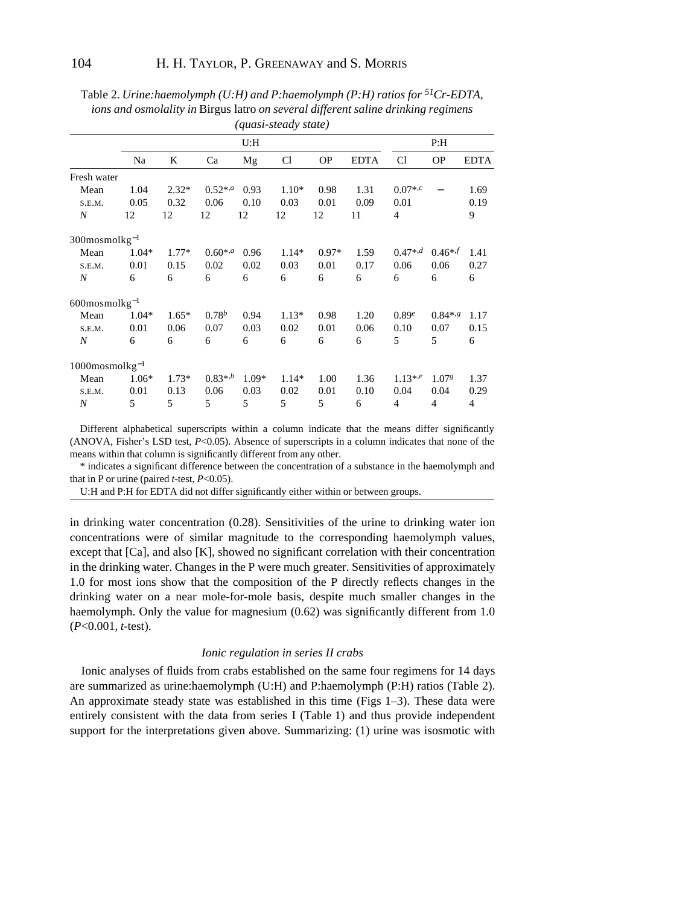Table 2. *Urine:haemolymph (U:H) and P:haemolymph (P:H) ratios for $^{51}$Cr-EDTA, ions and osmolality in* Birgus latro *on several different saline drinking regimens (quasi-steady state)*

| | U:H | | | | | | | P:H | | |
|---|---|---|---|---|---|---|---|---|---|---|
| | Na | K | Ca | Mg | Cl | OP | EDTA | Cl | OP | EDTA |
| Fresh water | | | | | | | | | | |
| Mean | 1.04 | 2.32* | 0.52*,[a] | 0.93 | 1.10* | 0.98 | 1.31 | 0.07*,[c] | – | 1.69 |
| S.E.M. | 0.05 | 0.32 | 0.06 | 0.10 | 0.03 | 0.01 | 0.09 | 0.01 | | 0.19 |
| *N* | 12 | 12 | 12 | 12 | 12 | 12 | 11 | 4 | | 9 |
| 300 mosmol kg$^{-1}$ | | | | | | | | | | |
| Mean | 1.04* | 1.77* | 0.60*,[a] | 0.96 | 1.14* | 0.97* | 1.59 | 0.47*,[d] | 0.46*,[f] | 1.41 |
| S.E.M. | 0.01 | 0.15 | 0.02 | 0.02 | 0.03 | 0.01 | 0.17 | 0.06 | 0.06 | 0.27 |
| *N* | 6 | 6 | 6 | 6 | 6 | 6 | 6 | 6 | 6 | 6 |
| 600 mosmol kg$^{-1}$ | | | | | | | | | | |
| Mean | 1.04* | 1.65* | 0.78[b] | 0.94 | 1.13* | 0.98 | 1.20 | 0.89[e] | 0.84*,[g] | 1.17 |
| S.E.M. | 0.01 | 0.06 | 0.07 | 0.03 | 0.02 | 0.01 | 0.06 | 0.10 | 0.07 | 0.15 |
| *N* | 6 | 6 | 6 | 6 | 6 | 6 | 6 | 5 | 5 | 6 |
| 1000 mosmol kg$^{-1}$ | | | | | | | | | | |
| Mean | 1.06* | 1.73* | 0.83*,[b] | 1.09* | 1.14* | 1.00 | 1.36 | 1.13*,[e] | 1.07[g] | 1.37 |
| S.E.M. | 0.01 | 0.13 | 0.06 | 0.03 | 0.02 | 0.01 | 0.10 | 0.04 | 0.04 | 0.29 |
| *N* | 5 | 5 | 5 | 5 | 5 | 5 | 6 | 4 | 4 | 4 |

Different alphabetical superscripts within a column indicate that the means differ significantly (ANOVA, Fisher's LSD test, $P<0.05$). Absence of superscripts in a column indicates that none of the means within that column is significantly different from any other.

* indicates a significant difference between the concentration of a substance in the haemolymph and that in P or urine (paired *t*-test, $P<0.05$).

U:H and P:H for EDTA did not differ significantly either within or between groups.

in drinking water concentration (0.28). Sensitivities of the urine to drinking water ion concentrations were of similar magnitude to the corresponding haemolymph values, except that [Ca], and also [K], showed no significant correlation with their concentration in the drinking water. Changes in the P were much greater. Sensitivities of approximately 1.0 for most ions show that the composition of the P directly reflects changes in the drinking water on a near mole-for-mole basis, despite much smaller changes in the haemolymph. Only the value for magnesium (0.62) was significantly different from 1.0 ($P<0.001$, *t*-test).

### *Ionic regulation in series II crabs*

Ionic analyses of fluids from crabs established on the same four regimens for 14 days are summarized as urine:haemolymph (U:H) and P:haemolymph (P:H) ratios (Table 2). An approximate steady state was established in this time (Figs 1–3). These data were entirely consistent with the data from series I (Table 1) and thus provide independent support for the interpretations given above. Summarizing: (1) urine was isosmotic with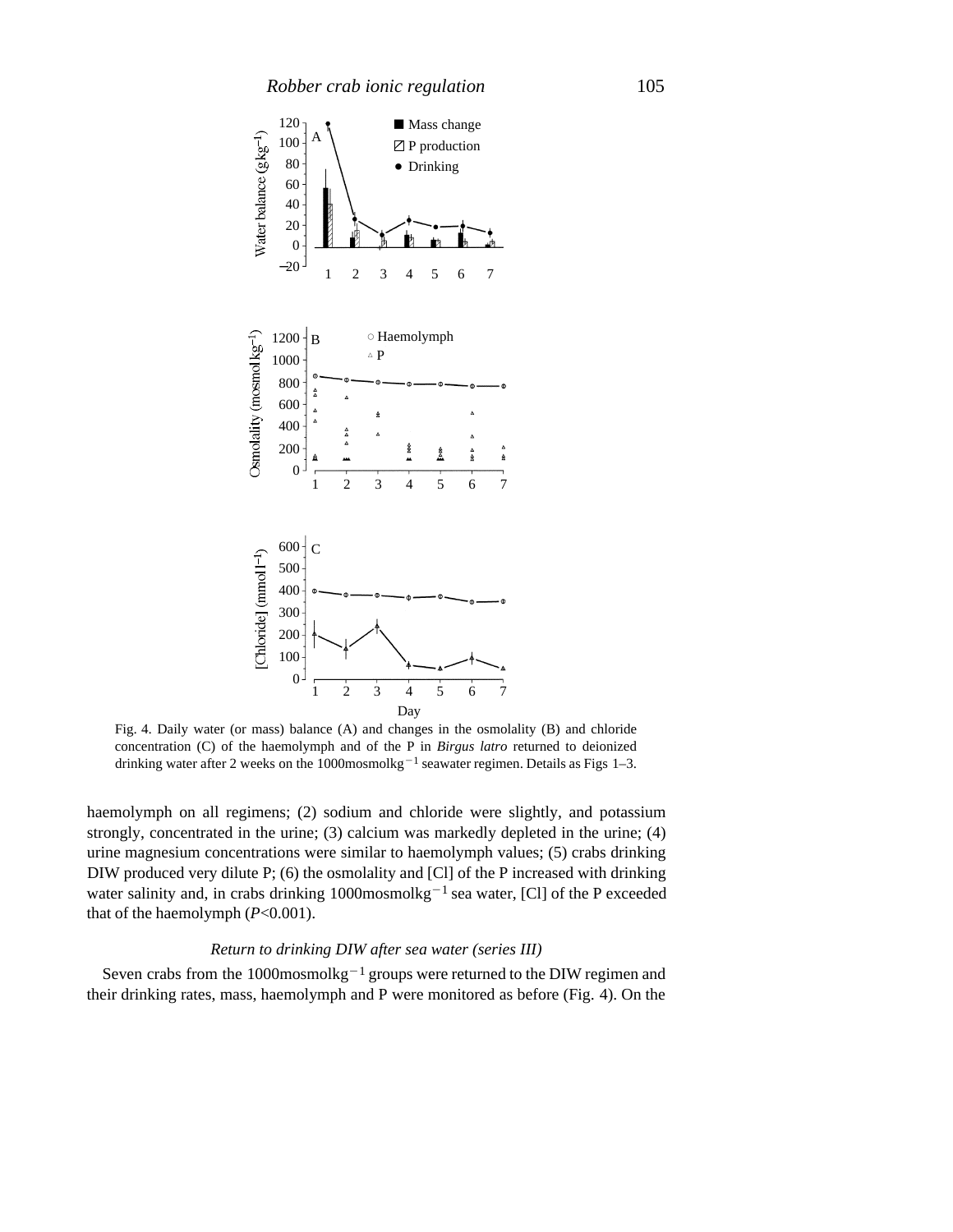Fig. 4. Daily water (or mass) balance (A) and changes in the osmolality (B) and chloride concentration (C) of the haemolymph and of the P in *Birgus latro* returned to deionized drinking water after 2 weeks on the 1000 mosmol kg$^{-1}$ seawater regimen. Details as Figs 1–3.

haemolymph on all regimens; (2) sodium and chloride were slightly, and potassium strongly, concentrated in the urine; (3) calcium was markedly depleted in the urine; (4) urine magnesium concentrations were similar to haemolymph values; (5) crabs drinking DIW produced very dilute P; (6) the osmolality and [Cl] of the P increased with drinking water salinity and, in crabs drinking 1000 mosmol kg$^{-1}$ sea water, [Cl] of the P exceeded that of the haemolymph ($P<0.001$).

### *Return to drinking DIW after sea water (series III)*

Seven crabs from the 1000 mosmol kg$^{-1}$ groups were returned to the DIW regimen and their drinking rates, mass, haemolymph and P were monitored as before (Fig. 4). On the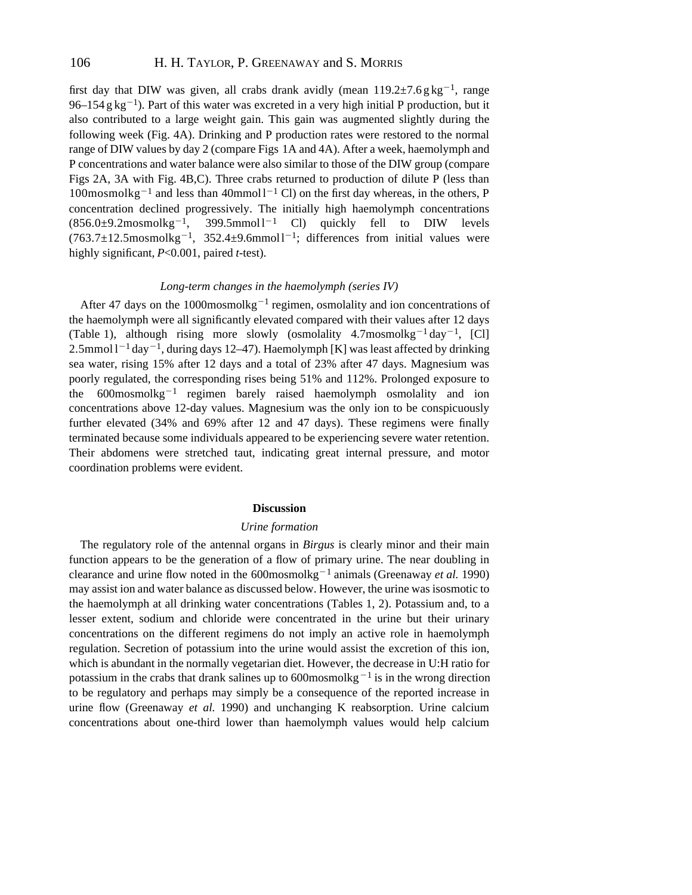first day that DIW was given, all crabs drank avidly (mean $119.2\pm7.6\,\mathrm{g\,kg^{-1}}$, range $96–154\,\mathrm{g\,kg^{-1}}$). Part of this water was excreted in a very high initial P production, but it also contributed to a large weight gain. This gain was augmented slightly during the following week (Fig. 4A). Drinking and P production rates were restored to the normal range of DIW values by day 2 (compare Figs 1A and 4A). After a week, haemolymph and P concentrations and water balance were also similar to those of the DIW group (compare Figs 2A, 3A with Fig. 4B,C). Three crabs returned to production of dilute P (less than $100\,\mathrm{mosmol\,kg^{-1}}$ and less than $40\,\mathrm{mmol\,l^{-1}}$ Cl) on the first day whereas, in the others, P concentration declined progressively. The initially high haemolymph concentrations ($856.0\pm9.2\,\mathrm{mosmol\,kg^{-1}}$, $399.5\,\mathrm{mmol\,l^{-1}}$ Cl) quickly fell to DIW levels ($763.7\pm12.5\,\mathrm{mosmol\,kg^{-1}}$, $352.4\pm9.6\,\mathrm{mmol\,l^{-1}}$; differences from initial values were highly significant, $P<0.001$, paired *t*-test).

### *Long-term changes in the haemolymph (series IV)*

After 47 days on the $1000\,\mathrm{mosmol\,kg^{-1}}$ regimen, osmolality and ion concentrations of the haemolymph were all significantly elevated compared with their values after 12 days (Table 1), although rising more slowly (osmolality $4.7\,\mathrm{mosmol\,kg^{-1}\,day^{-1}}$, [Cl] $2.5\,\mathrm{mmol\,l^{-1}\,day^{-1}}$, during days 12–47). Haemolymph [K] was least affected by drinking sea water, rising 15% after 12 days and a total of 23% after 47 days. Magnesium was poorly regulated, the corresponding rises being 51% and 112%. Prolonged exposure to the $600\,\mathrm{mosmol\,kg^{-1}}$ regimen barely raised haemolymph osmolality and ion concentrations above 12-day values. Magnesium was the only ion to be conspicuously further elevated (34% and 69% after 12 and 47 days). These regimens were finally terminated because some individuals appeared to be experiencing severe water retention. Their abdomens were stretched taut, indicating great internal pressure, and motor coordination problems were evident.

## Discussion

### *Urine formation*

The regulatory role of the antennal organs in *Birgus* is clearly minor and their main function appears to be the generation of a flow of primary urine. The near doubling in clearance and urine flow noted in the $600\,\mathrm{mosmol\,kg^{-1}}$ animals (Greenaway *et al.* 1990) may assist ion and water balance as discussed below. However, the urine was isosmotic to the haemolymph at all drinking water concentrations (Tables 1, 2). Potassium and, to a lesser extent, sodium and chloride were concentrated in the urine but their urinary concentrations on the different regimens do not imply an active role in haemolymph regulation. Secretion of potassium into the urine would assist the excretion of this ion, which is abundant in the normally vegetarian diet. However, the decrease in U:H ratio for potassium in the crabs that drank salines up to $600\,\mathrm{mosmol\,kg^{-1}}$ is in the wrong direction to be regulatory and perhaps may simply be a consequence of the reported increase in urine flow (Greenaway *et al.* 1990) and unchanging K reabsorption. Urine calcium concentrations about one-third lower than haemolymph values would help calcium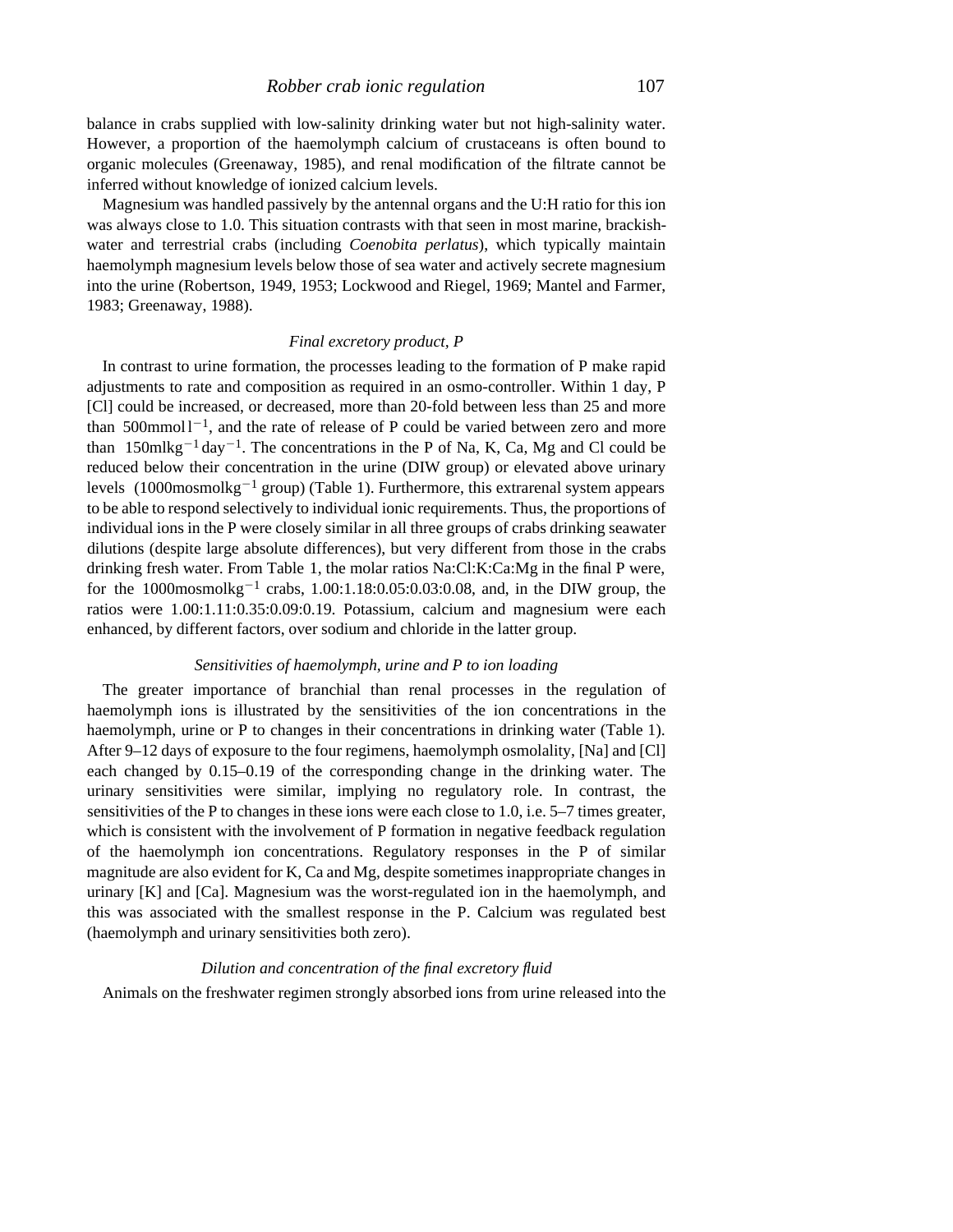balance in crabs supplied with low-salinity drinking water but not high-salinity water. However, a proportion of the haemolymph calcium of crustaceans is often bound to organic molecules (Greenaway, 1985), and renal modification of the filtrate cannot be inferred without knowledge of ionized calcium levels.

Magnesium was handled passively by the antennal organs and the U:H ratio for this ion was always close to 1.0. This situation contrasts with that seen in most marine, brackish-water and terrestrial crabs (including *Coenobita perlatus*), which typically maintain haemolymph magnesium levels below those of sea water and actively secrete magnesium into the urine (Robertson, 1949, 1953; Lockwood and Riegel, 1969; Mantel and Farmer, 1983; Greenaway, 1988).

### *Final excretory product, P*

In contrast to urine formation, the processes leading to the formation of P make rapid adjustments to rate and composition as required in an osmo-controller. Within 1 day, P [Cl] could be increased, or decreased, more than 20-fold between less than 25 and more than $500\,\mathrm{mmol\,l^{-1}}$, and the rate of release of P could be varied between zero and more than $150\,\mathrm{ml\,kg^{-1}\,day^{-1}}$. The concentrations in the P of Na, K, Ca, Mg and Cl could be reduced below their concentration in the urine (DIW group) or elevated above urinary levels ($1000\,\mathrm{mosmol\,kg^{-1}}$ group) (Table 1). Furthermore, this extrarenal system appears to be able to respond selectively to individual ionic requirements. Thus, the proportions of individual ions in the P were closely similar in all three groups of crabs drinking seawater dilutions (despite large absolute differences), but very different from those in the crabs drinking fresh water. From Table 1, the molar ratios Na:Cl:K:Ca:Mg in the final P were, for the $1000\,\mathrm{mosmol\,kg^{-1}}$ crabs, 1.00:1.18:0.05:0.03:0.08, and, in the DIW group, the ratios were 1.00:1.11:0.35:0.09:0.19. Potassium, calcium and magnesium were each enhanced, by different factors, over sodium and chloride in the latter group.

### *Sensitivities of haemolymph, urine and P to ion loading*

The greater importance of branchial than renal processes in the regulation of haemolymph ions is illustrated by the sensitivities of the ion concentrations in the haemolymph, urine or P to changes in their concentrations in drinking water (Table 1). After 9–12 days of exposure to the four regimens, haemolymph osmolality, [Na] and [Cl] each changed by 0.15–0.19 of the corresponding change in the drinking water. The urinary sensitivities were similar, implying no regulatory role. In contrast, the sensitivities of the P to changes in these ions were each close to 1.0, i.e. 5–7 times greater, which is consistent with the involvement of P formation in negative feedback regulation of the haemolymph ion concentrations. Regulatory responses in the P of similar magnitude are also evident for K, Ca and Mg, despite sometimes inappropriate changes in urinary [K] and [Ca]. Magnesium was the worst-regulated ion in the haemolymph, and this was associated with the smallest response in the P. Calcium was regulated best (haemolymph and urinary sensitivities both zero).

### *Dilution and concentration of the final excretory fluid*

Animals on the freshwater regimen strongly absorbed ions from urine released into the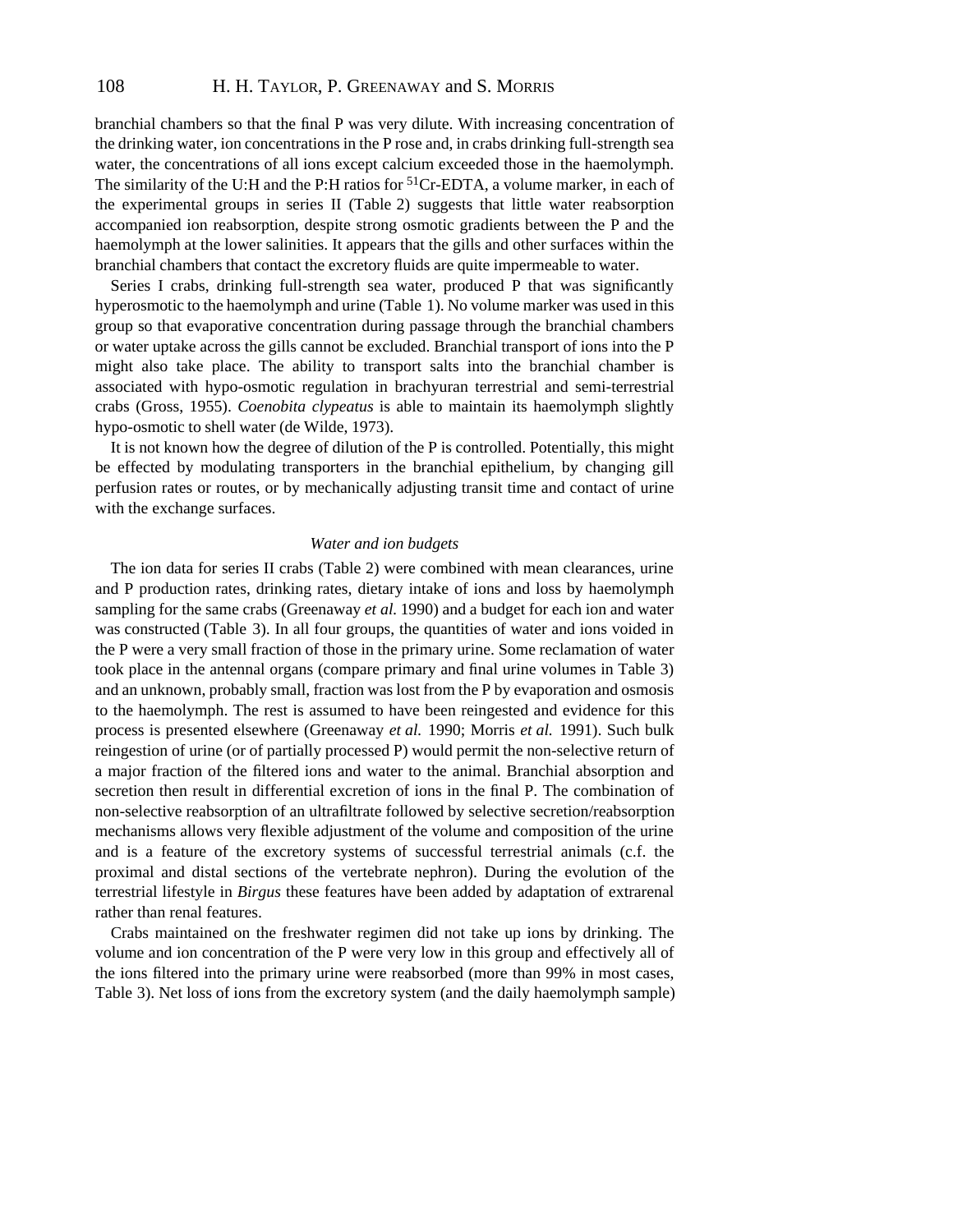branchial chambers so that the final P was very dilute. With increasing concentration of the drinking water, ion concentrations in the P rose and, in crabs drinking full-strength sea water, the concentrations of all ions except calcium exceeded those in the haemolymph. The similarity of the U:H and the P:H ratios for $^{51}$Cr-EDTA, a volume marker, in each of the experimental groups in series II (Table 2) suggests that little water reabsorption accompanied ion reabsorption, despite strong osmotic gradients between the P and the haemolymph at the lower salinities. It appears that the gills and other surfaces within the branchial chambers that contact the excretory fluids are quite impermeable to water.

Series I crabs, drinking full-strength sea water, produced P that was significantly hyperosmotic to the haemolymph and urine (Table 1). No volume marker was used in this group so that evaporative concentration during passage through the branchial chambers or water uptake across the gills cannot be excluded. Branchial transport of ions into the P might also take place. The ability to transport salts into the branchial chamber is associated with hypo-osmotic regulation in brachyuran terrestrial and semi-terrestrial crabs (Gross, 1955). *Coenobita clypeatus* is able to maintain its haemolymph slightly hypo-osmotic to shell water (de Wilde, 1973).

It is not known how the degree of dilution of the P is controlled. Potentially, this might be effected by modulating transporters in the branchial epithelium, by changing gill perfusion rates or routes, or by mechanically adjusting transit time and contact of urine with the exchange surfaces.

### *Water and ion budgets*

The ion data for series II crabs (Table 2) were combined with mean clearances, urine and P production rates, drinking rates, dietary intake of ions and loss by haemolymph sampling for the same crabs (Greenaway *et al.* 1990) and a budget for each ion and water was constructed (Table 3). In all four groups, the quantities of water and ions voided in the P were a very small fraction of those in the primary urine. Some reclamation of water took place in the antennal organs (compare primary and final urine volumes in Table 3) and an unknown, probably small, fraction was lost from the P by evaporation and osmosis to the haemolymph. The rest is assumed to have been reingested and evidence for this process is presented elsewhere (Greenaway *et al.* 1990; Morris *et al.* 1991). Such bulk reingestion of urine (or of partially processed P) would permit the non-selective return of a major fraction of the filtered ions and water to the animal. Branchial absorption and secretion then result in differential excretion of ions in the final P. The combination of non-selective reabsorption of an ultrafiltrate followed by selective secretion/reabsorption mechanisms allows very flexible adjustment of the volume and composition of the urine and is a feature of the excretory systems of successful terrestrial animals (c.f. the proximal and distal sections of the vertebrate nephron). During the evolution of the terrestrial lifestyle in *Birgus* these features have been added by adaptation of extrarenal rather than renal features.

Crabs maintained on the freshwater regimen did not take up ions by drinking. The volume and ion concentration of the P were very low in this group and effectively all of the ions filtered into the primary urine were reabsorbed (more than 99% in most cases, Table 3). Net loss of ions from the excretory system (and the daily haemolymph sample)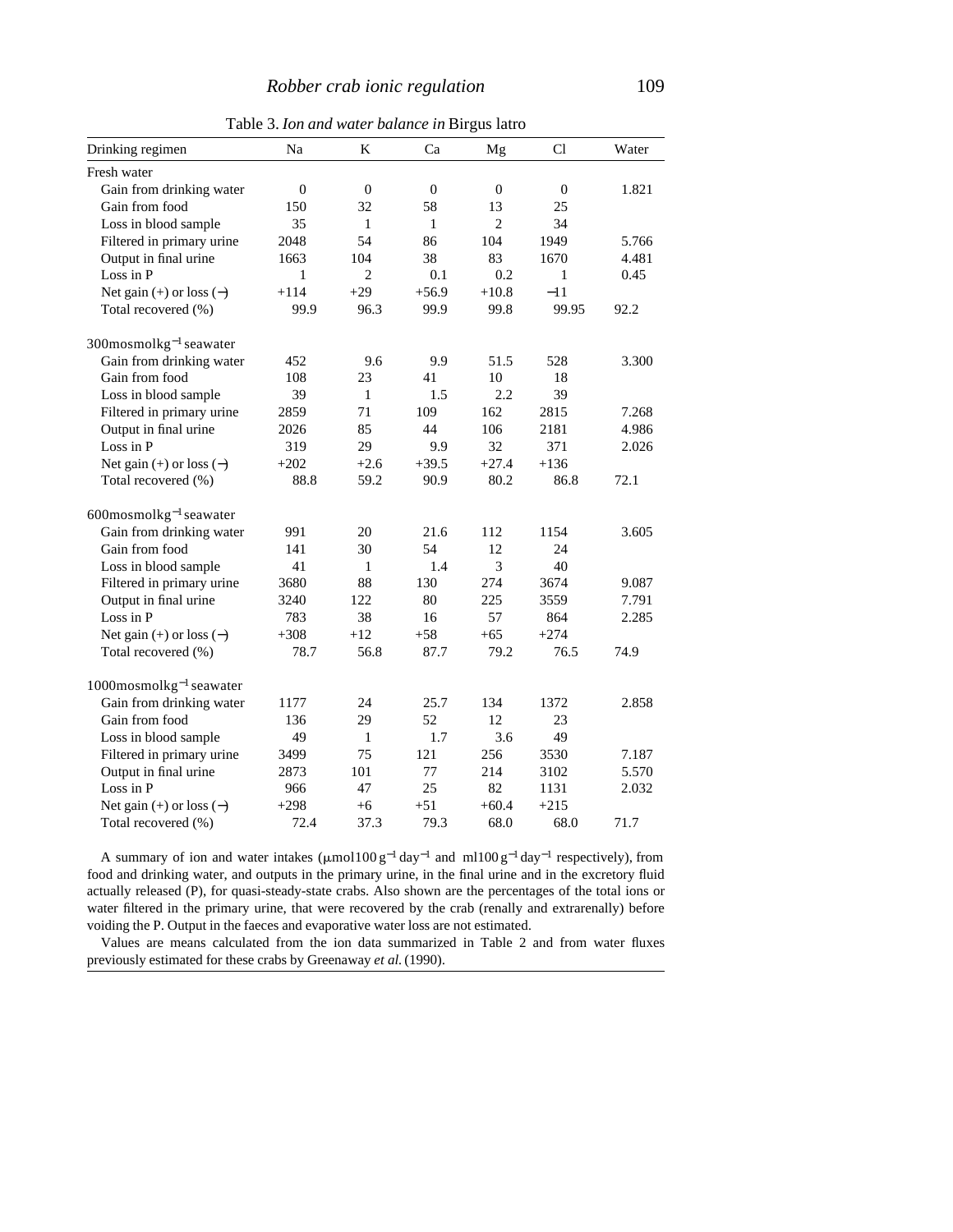Table 3. *Ion and water balance in* Birgus latro

| Drinking regimen | Na | K | Ca | Mg | Cl | Water |
|---|---|---|---|---|---|---|
| Fresh water | | | | | | |
| Gain from drinking water | 0 | 0 | 0 | 0 | 0 | 1.821 |
| Gain from food | 150 | 32 | 58 | 13 | 25 | |
| Loss in blood sample | 35 | 1 | 1 | 2 | 34 | |
| Filtered in primary urine | 2048 | 54 | 86 | 104 | 1949 | 5.766 |
| Output in final urine | 1663 | 104 | 38 | 83 | 1670 | 4.481 |
| Loss in P | 1 | 2 | 0.1 | 0.2 | 1 | 0.45 |
| Net gain (+) or loss (−) | +114 | +29 | +56.9 | +10.8 | −11 | |
| Total recovered (%) | 99.9 | 96.3 | 99.9 | 99.8 | 99.95 | 92.2 |
| $300\,mosmol\,kg^{-1}$ seawater | | | | | | |
| Gain from drinking water | 452 | 9.6 | 9.9 | 51.5 | 528 | 3.300 |
| Gain from food | 108 | 23 | 41 | 10 | 18 | |
| Loss in blood sample | 39 | 1 | 1.5 | 2.2 | 39 | |
| Filtered in primary urine | 2859 | 71 | 109 | 162 | 2815 | 7.268 |
| Output in final urine | 2026 | 85 | 44 | 106 | 2181 | 4.986 |
| Loss in P | 319 | 29 | 9.9 | 32 | 371 | 2.026 |
| Net gain (+) or loss (−) | +202 | +2.6 | +39.5 | +27.4 | +136 | |
| Total recovered (%) | 88.8 | 59.2 | 90.9 | 80.2 | 86.8 | 72.1 |
| $600\,mosmol\,kg^{-1}$ seawater | | | | | | |
| Gain from drinking water | 991 | 20 | 21.6 | 112 | 1154 | 3.605 |
| Gain from food | 141 | 30 | 54 | 12 | 24 | |
| Loss in blood sample | 41 | 1 | 1.4 | 3 | 40 | |
| Filtered in primary urine | 3680 | 88 | 130 | 274 | 3674 | 9.087 |
| Output in final urine | 3240 | 122 | 80 | 225 | 3559 | 7.791 |
| Loss in P | 783 | 38 | 16 | 57 | 864 | 2.285 |
| Net gain (+) or loss (−) | +308 | +12 | +58 | +65 | +274 | |
| Total recovered (%) | 78.7 | 56.8 | 87.7 | 79.2 | 76.5 | 74.9 |
| $1000\,mosmol\,kg^{-1}$ seawater | | | | | | |
| Gain from drinking water | 1177 | 24 | 25.7 | 134 | 1372 | 2.858 |
| Gain from food | 136 | 29 | 52 | 12 | 23 | |
| Loss in blood sample | 49 | 1 | 1.7 | 3.6 | 49 | |
| Filtered in primary urine | 3499 | 75 | 121 | 256 | 3530 | 7.187 |
| Output in final urine | 2873 | 101 | 77 | 214 | 3102 | 5.570 |
| Loss in P | 966 | 47 | 25 | 82 | 1131 | 2.032 |
| Net gain (+) or loss (−) | +298 | +6 | +51 | +60.4 | +215 | |
| Total recovered (%) | 72.4 | 37.3 | 79.3 | 68.0 | 68.0 | 71.7 |

A summary of ion and water intakes ($\mu mol\,100\,g^{-1}\,day^{-1}$ and $ml\,100\,g^{-1}\,day^{-1}$ respectively), from food and drinking water, and outputs in the primary urine, in the final urine and in the excretory fluid actually released (P), for quasi-steady-state crabs. Also shown are the percentages of the total ions or water filtered in the primary urine, that were recovered by the crab (renally and extrarenally) before voiding the P. Output in the faeces and evaporative water loss are not estimated.

Values are means calculated from the ion data summarized in Table 2 and from water fluxes previously estimated for these crabs by Greenaway *et al.* (1990).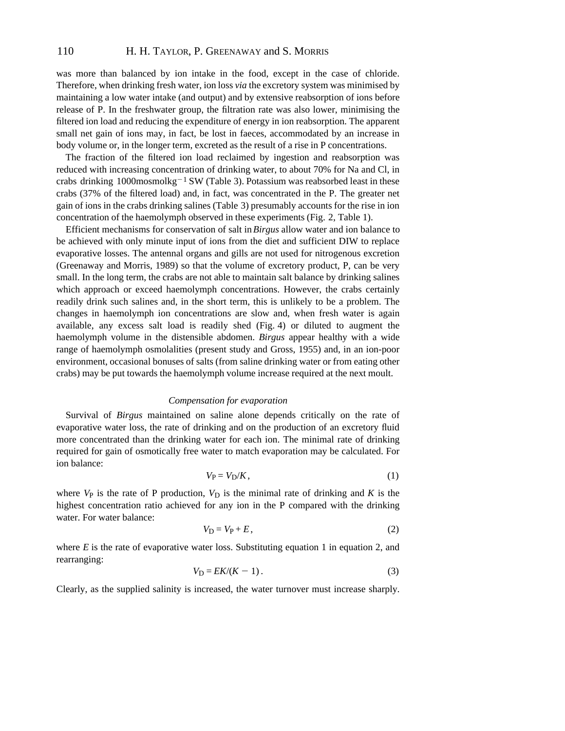was more than balanced by ion intake in the food, except in the case of chloride. Therefore, when drinking fresh water, ion loss *via* the excretory system was minimised by maintaining a low water intake (and output) and by extensive reabsorption of ions before release of P. In the freshwater group, the filtration rate was also lower, minimising the filtered ion load and reducing the expenditure of energy in ion reabsorption. The apparent small net gain of ions may, in fact, be lost in faeces, accommodated by an increase in body volume or, in the longer term, excreted as the result of a rise in P concentrations.

The fraction of the filtered ion load reclaimed by ingestion and reabsorption was reduced with increasing concentration of drinking water, to about 70% for Na and Cl, in crabs drinking 1000 mosmol kg$^{-1}$ SW (Table 3). Potassium was reabsorbed least in these crabs (37% of the filtered load) and, in fact, was concentrated in the P. The greater net gain of ions in the crabs drinking salines (Table 3) presumably accounts for the rise in ion concentration of the haemolymph observed in these experiments (Fig. 2, Table 1).

Efficient mechanisms for conservation of salt in *Birgus* allow water and ion balance to be achieved with only minute input of ions from the diet and sufficient DIW to replace evaporative losses. The antennal organs and gills are not used for nitrogenous excretion (Greenaway and Morris, 1989) so that the volume of excretory product, P, can be very small. In the long term, the crabs are not able to maintain salt balance by drinking salines which approach or exceed haemolymph concentrations. However, the crabs certainly readily drink such salines and, in the short term, this is unlikely to be a problem. The changes in haemolymph ion concentrations are slow and, when fresh water is again available, any excess salt load is readily shed (Fig. 4) or diluted to augment the haemolymph volume in the distensible abdomen. *Birgus* appear healthy with a wide range of haemolymph osmolalities (present study and Gross, 1955) and, in an ion-poor environment, occasional bonuses of salts (from saline drinking water or from eating other crabs) may be put towards the haemolymph volume increase required at the next moult.

### *Compensation for evaporation*

Survival of *Birgus* maintained on saline alone depends critically on the rate of evaporative water loss, the rate of drinking and on the production of an excretory fluid more concentrated than the drinking water for each ion. The minimal rate of drinking required for gain of osmotically free water to match evaporation may be calculated. For ion balance:

$$V_P = V_D/K\,, \tag{1}$$

where $V_P$ is the rate of P production, $V_D$ is the minimal rate of drinking and $K$ is the highest concentration ratio achieved for any ion in the P compared with the drinking water. For water balance:

$$V_D = V_P + E\,, \tag{2}$$

where $E$ is the rate of evaporative water loss. Substituting equation 1 in equation 2, and rearranging:

$$V_D = EK/(K - 1)\,. \tag{3}$$

Clearly, as the supplied salinity is increased, the water turnover must increase sharply.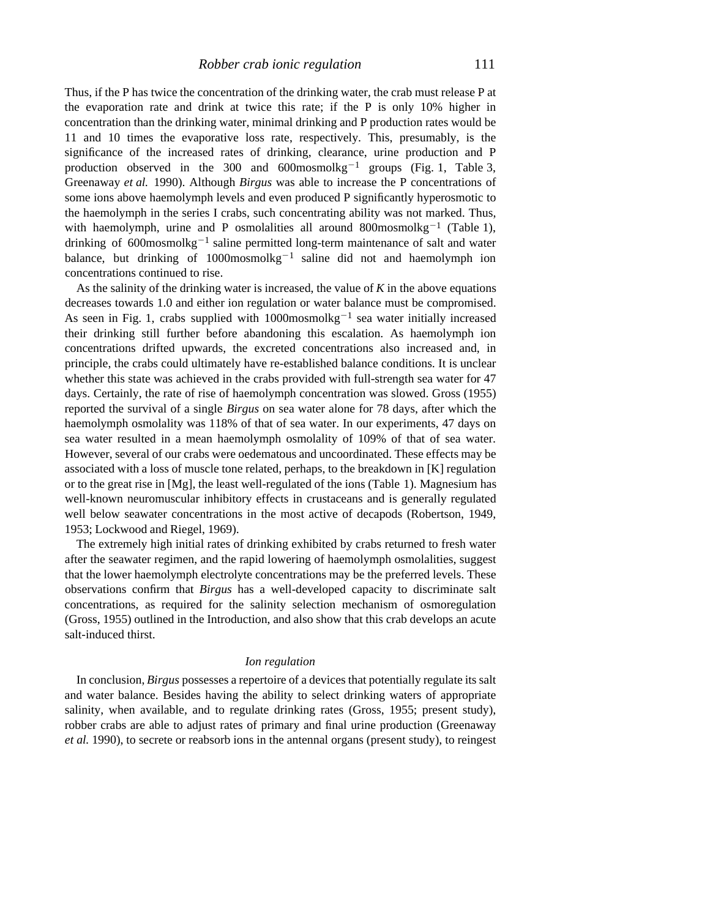Thus, if the P has twice the concentration of the drinking water, the crab must release P at the evaporation rate and drink at twice this rate; if the P is only 10% higher in concentration than the drinking water, minimal drinking and P production rates would be 11 and 10 times the evaporative loss rate, respectively. This, presumably, is the significance of the increased rates of drinking, clearance, urine production and P production observed in the 300 and 600mosmolkg$^{-1}$ groups (Fig. 1, Table 3, Greenaway *et al.* 1990). Although *Birgus* was able to increase the P concentrations of some ions above haemolymph levels and even produced P significantly hyperosmotic to the haemolymph in the series I crabs, such concentrating ability was not marked. Thus, with haemolymph, urine and P osmolalities all around 800mosmolkg$^{-1}$ (Table 1), drinking of 600mosmolkg$^{-1}$ saline permitted long-term maintenance of salt and water balance, but drinking of 1000mosmolkg$^{-1}$ saline did not and haemolymph ion concentrations continued to rise.

As the salinity of the drinking water is increased, the value of $K$ in the above equations decreases towards 1.0 and either ion regulation or water balance must be compromised. As seen in Fig. 1, crabs supplied with 1000mosmolkg$^{-1}$ sea water initially increased their drinking still further before abandoning this escalation. As haemolymph ion concentrations drifted upwards, the excreted concentrations also increased and, in principle, the crabs could ultimately have re-established balance conditions. It is unclear whether this state was achieved in the crabs provided with full-strength sea water for 47 days. Certainly, the rate of rise of haemolymph concentration was slowed. Gross (1955) reported the survival of a single *Birgus* on sea water alone for 78 days, after which the haemolymph osmolality was 118% of that of sea water. In our experiments, 47 days on sea water resulted in a mean haemolymph osmolality of 109% of that of sea water. However, several of our crabs were oedematous and uncoordinated. These effects may be associated with a loss of muscle tone related, perhaps, to the breakdown in [K] regulation or to the great rise in [Mg], the least well-regulated of the ions (Table 1). Magnesium has well-known neuromuscular inhibitory effects in crustaceans and is generally regulated well below seawater concentrations in the most active of decapods (Robertson, 1949, 1953; Lockwood and Riegel, 1969).

The extremely high initial rates of drinking exhibited by crabs returned to fresh water after the seawater regimen, and the rapid lowering of haemolymph osmolalities, suggest that the lower haemolymph electrolyte concentrations may be the preferred levels. These observations confirm that *Birgus* has a well-developed capacity to discriminate salt concentrations, as required for the salinity selection mechanism of osmoregulation (Gross, 1955) outlined in the Introduction, and also show that this crab develops an acute salt-induced thirst.

### *Ion regulation*

In conclusion, *Birgus* possesses a repertoire of a devices that potentially regulate its salt and water balance. Besides having the ability to select drinking waters of appropriate salinity, when available, and to regulate drinking rates (Gross, 1955; present study), robber crabs are able to adjust rates of primary and final urine production (Greenaway *et al.* 1990), to secrete or reabsorb ions in the antennal organs (present study), to reingest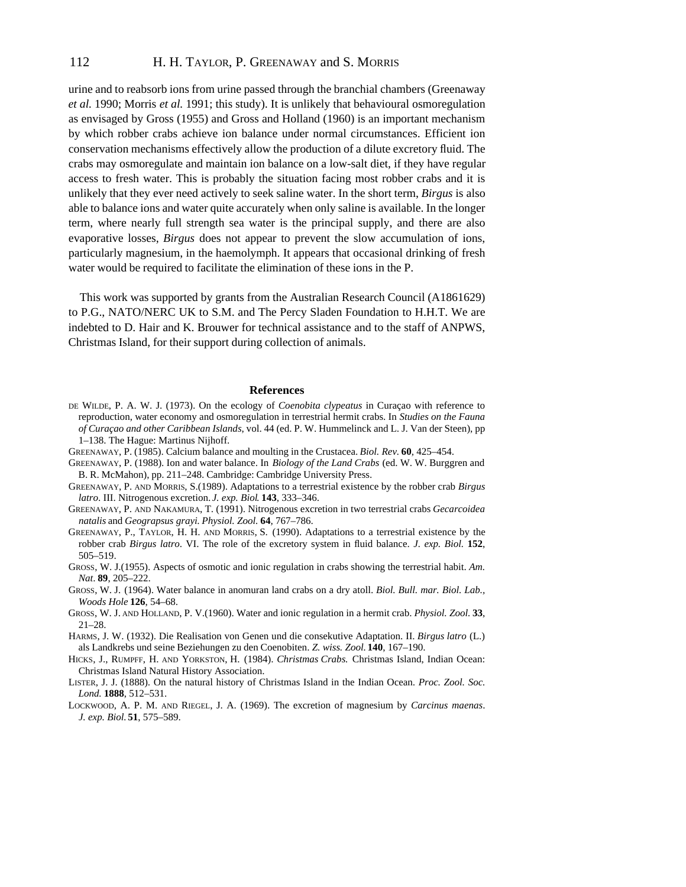urine and to reabsorb ions from urine passed through the branchial chambers (Greenaway *et al.* 1990; Morris *et al.* 1991; this study). It is unlikely that behavioural osmoregulation as envisaged by Gross (1955) and Gross and Holland (1960) is an important mechanism by which robber crabs achieve ion balance under normal circumstances. Efficient ion conservation mechanisms effectively allow the production of a dilute excretory fluid. The crabs may osmoregulate and maintain ion balance on a low-salt diet, if they have regular access to fresh water. This is probably the situation facing most robber crabs and it is unlikely that they ever need actively to seek saline water. In the short term, *Birgus* is also able to balance ions and water quite accurately when only saline is available. In the longer term, where nearly full strength sea water is the principal supply, and there are also evaporative losses, *Birgus* does not appear to prevent the slow accumulation of ions, particularly magnesium, in the haemolymph. It appears that occasional drinking of fresh water would be required to facilitate the elimination of these ions in the P.

This work was supported by grants from the Australian Research Council (A1861629) to P.G., NATO/NERC UK to S.M. and The Percy Sladen Foundation to H.H.T. We are indebted to D. Hair and K. Brouwer for technical assistance and to the staff of ANPWS, Christmas Island, for their support during collection of animals.

## References

de Wilde, P. A. W. J. (1973). On the ecology of *Coenobita clypeatus* in Curaçao with reference to reproduction, water economy and osmoregulation in terrestrial hermit crabs. In *Studies on the Fauna of Curaçao and other Caribbean Islands*, vol. 44 (ed. P. W. Hummelinck and L. J. Van der Steen), pp 1–138. The Hague: Martinus Nijhoff.

Greenaway, P. (1985). Calcium balance and moulting in the Crustacea. *Biol. Rev.* **60**, 425–454.

Greenaway, P. (1988). Ion and water balance. In *Biology of the Land Crabs* (ed. W. W. Burggren and B. R. McMahon), pp. 211–248. Cambridge: Cambridge University Press.

Greenaway, P. and Morris, S.(1989). Adaptations to a terrestrial existence by the robber crab *Birgus latro*. III. Nitrogenous excretion. *J. exp. Biol.* **143**, 333–346.

Greenaway, P. and Nakamura, T. (1991). Nitrogenous excretion in two terrestrial crabs *Gecarcoidea natalis* and *Geograpsus grayi*. *Physiol. Zool.* **64**, 767–786.

Greenaway, P., Taylor, H. H. and Morris, S. (1990). Adaptations to a terrestrial existence by the robber crab *Birgus latro*. VI. The role of the excretory system in fluid balance. *J. exp. Biol.* **152**, 505–519.

Gross, W. J.(1955). Aspects of osmotic and ionic regulation in crabs showing the terrestrial habit. *Am. Nat.* **89**, 205–222.

Gross, W. J. (1964). Water balance in anomuran land crabs on a dry atoll. *Biol. Bull. mar. Biol. Lab., Woods Hole* **126**, 54–68.

Gross, W. J. and Holland, P. V.(1960). Water and ionic regulation in a hermit crab. *Physiol. Zool.* **33**, 21–28.

Harms, J. W. (1932). Die Realisation von Genen und die consekutive Adaptation. II. *Birgus latro* (L.) als Landkrebs und seine Beziehungen zu den Coenobiten. *Z. wiss. Zool.* **140**, 167–190.

Hicks, J., Rumpff, H. and Yorkston, H. (1984). *Christmas Crabs.* Christmas Island, Indian Ocean: Christmas Island Natural History Association.

Lister, J. J. (1888). On the natural history of Christmas Island in the Indian Ocean. *Proc. Zool. Soc. Lond.* **1888**, 512–531.

Lockwood, A. P. M. and Riegel, J. A. (1969). The excretion of magnesium by *Carcinus maenas*. *J. exp. Biol.* **51**, 575–589.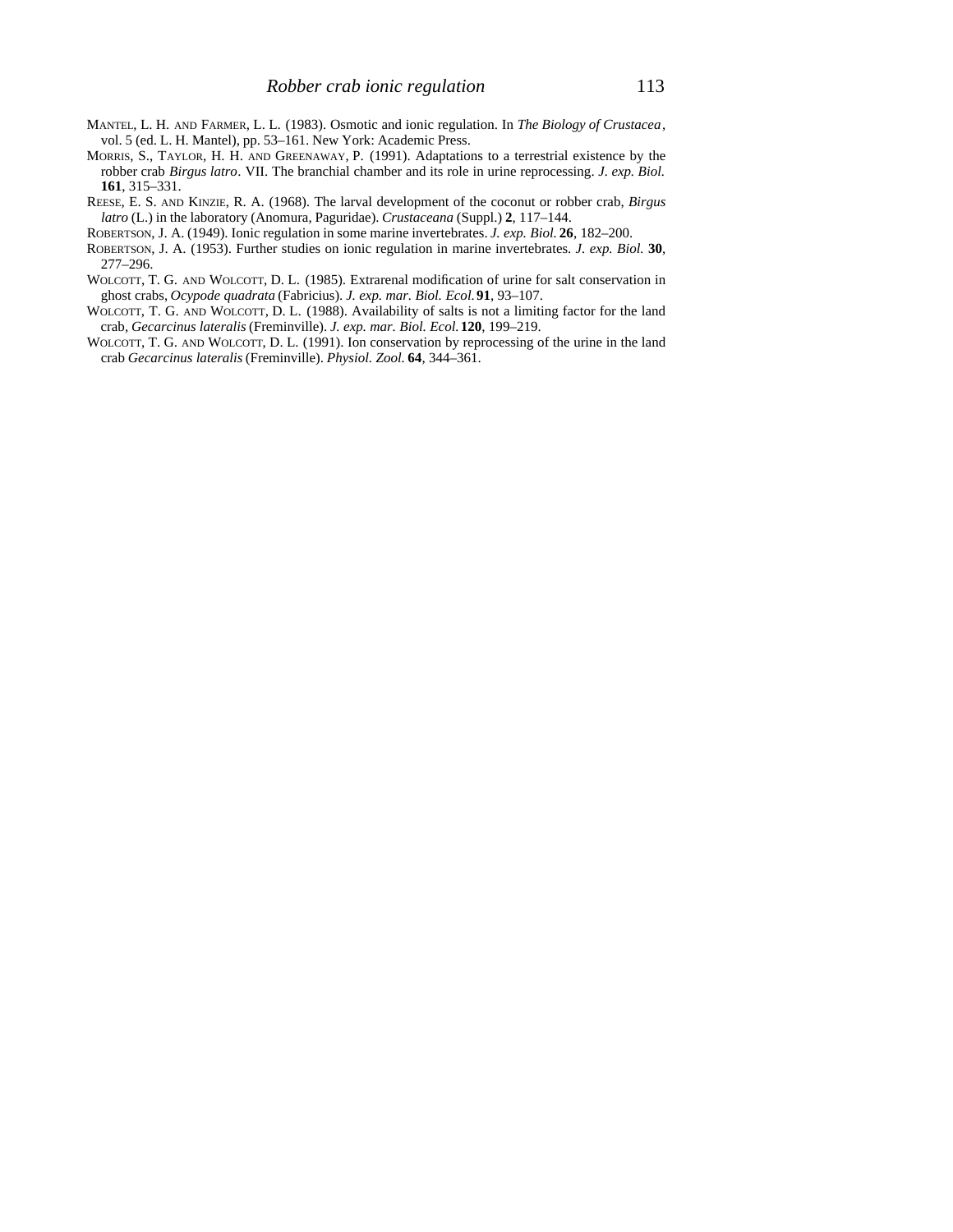Mantel, L. H. and Farmer, L. L. (1983). Osmotic and ionic regulation. In *The Biology of Crustacea*, vol. 5 (ed. L. H. Mantel), pp. 53–161. New York: Academic Press.

Morris, S., Taylor, H. H. and Greenaway, P. (1991). Adaptations to a terrestrial existence by the robber crab *Birgus latro*. VII. The branchial chamber and its role in urine reprocessing. *J. exp. Biol.* **161**, 315–331.

Reese, E. S. and Kinzie, R. A. (1968). The larval development of the coconut or robber crab, *Birgus latro* (L.) in the laboratory (Anomura, Paguridae). *Crustaceana* (Suppl.) **2**, 117–144.

Robertson, J. A. (1949). Ionic regulation in some marine invertebrates. *J. exp. Biol.* **26**, 182–200.

Robertson, J. A. (1953). Further studies on ionic regulation in marine invertebrates. *J. exp. Biol.* **30**, 277–296.

Wolcott, T. G. and Wolcott, D. L. (1985). Extrarenal modification of urine for salt conservation in ghost crabs, *Ocypode quadrata* (Fabricius). *J. exp. mar. Biol. Ecol.* **91**, 93–107.

Wolcott, T. G. and Wolcott, D. L. (1988). Availability of salts is not a limiting factor for the land crab, *Gecarcinus lateralis* (Freminville). *J. exp. mar. Biol. Ecol.* **120**, 199–219.

Wolcott, T. G. and Wolcott, D. L. (1991). Ion conservation by reprocessing of the urine in the land crab *Gecarcinus lateralis* (Freminville). *Physiol. Zool.* **64**, 344–361.